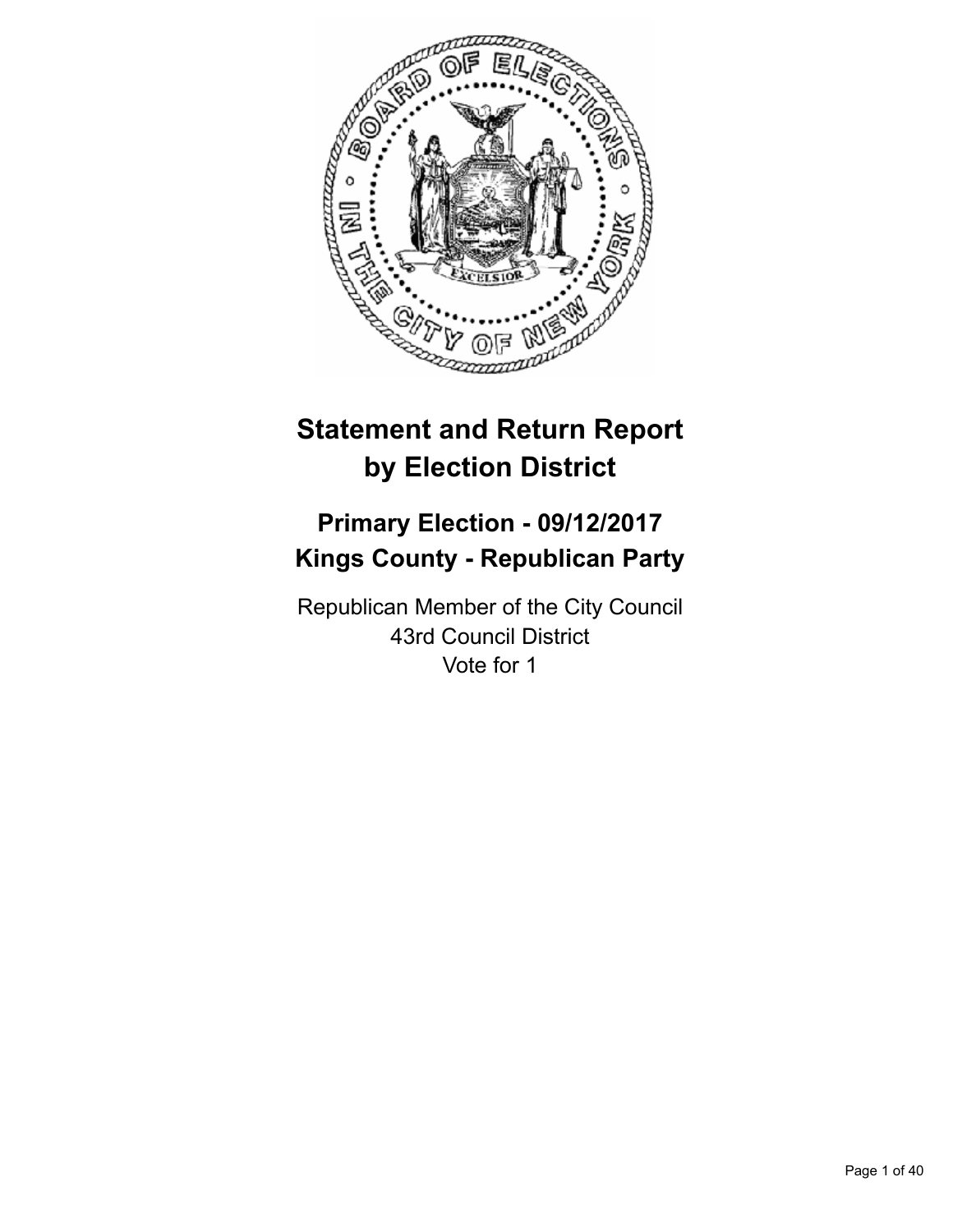# Statement and Return Report by Election District

## Primary Election - 09/12/2017
## Kings County - Republican Party

Republican Member of the City Council
43rd Council District
Vote for 1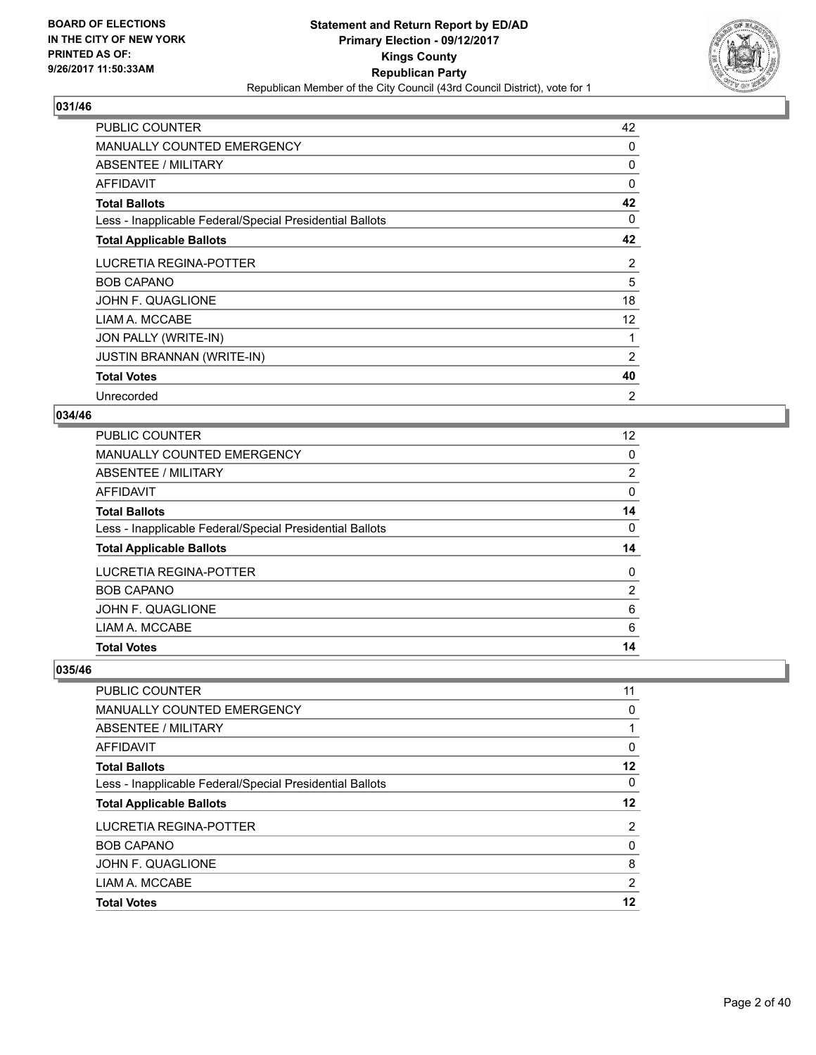## 031/46

| | |
|---|---|
| PUBLIC COUNTER | 42 |
| MANUALLY COUNTED EMERGENCY | 0 |
| ABSENTEE / MILITARY | 0 |
| AFFIDAVIT | 0 |
| **Total Ballots** | **42** |
| Less - Inapplicable Federal/Special Presidential Ballots | 0 |
| **Total Applicable Ballots** | **42** |
| LUCRETIA REGINA-POTTER | 2 |
| BOB CAPANO | 5 |
| JOHN F. QUAGLIONE | 18 |
| LIAM A. MCCABE | 12 |
| JON PALLY (WRITE-IN) | 1 |
| JUSTIN BRANNAN (WRITE-IN) | 2 |
| **Total Votes** | **40** |
| Unrecorded | 2 |

## 034/46

| | |
|---|---|
| PUBLIC COUNTER | 12 |
| MANUALLY COUNTED EMERGENCY | 0 |
| ABSENTEE / MILITARY | 2 |
| AFFIDAVIT | 0 |
| **Total Ballots** | **14** |
| Less - Inapplicable Federal/Special Presidential Ballots | 0 |
| **Total Applicable Ballots** | **14** |
| LUCRETIA REGINA-POTTER | 0 |
| BOB CAPANO | 2 |
| JOHN F. QUAGLIONE | 6 |
| LIAM A. MCCABE | 6 |
| **Total Votes** | **14** |

## 035/46

| | |
|---|---|
| PUBLIC COUNTER | 11 |
| MANUALLY COUNTED EMERGENCY | 0 |
| ABSENTEE / MILITARY | 1 |
| AFFIDAVIT | 0 |
| **Total Ballots** | **12** |
| Less - Inapplicable Federal/Special Presidential Ballots | 0 |
| **Total Applicable Ballots** | **12** |
| LUCRETIA REGINA-POTTER | 2 |
| BOB CAPANO | 0 |
| JOHN F. QUAGLIONE | 8 |
| LIAM A. MCCABE | 2 |
| **Total Votes** | **12** |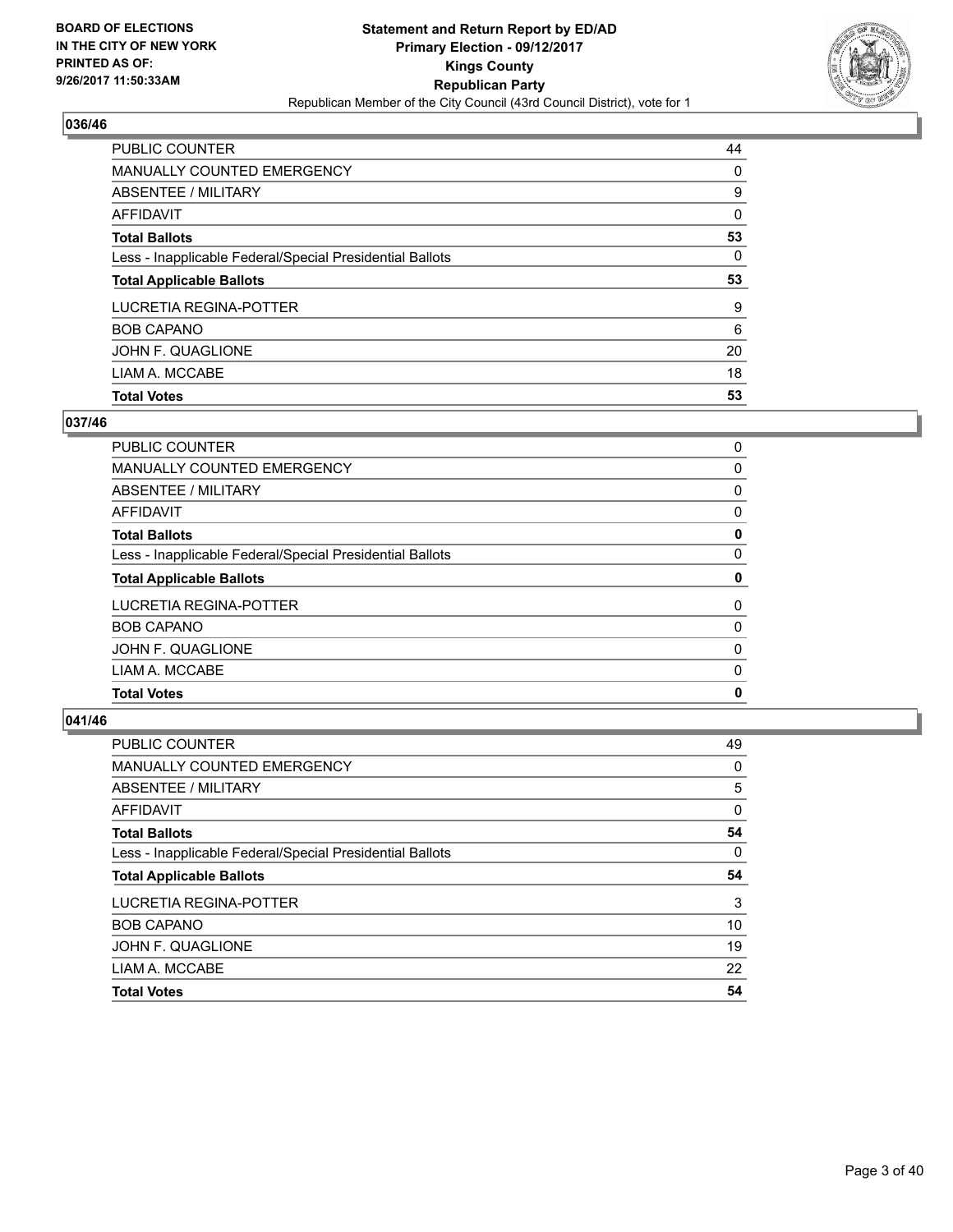BOARD OF ELECTIONS
IN THE CITY OF NEW YORK
PRINTED AS OF:
9/26/2017 11:50:33AM

**Statement and Return Report by ED/AD**
**Primary Election - 09/12/2017**
**Kings County**
**Republican Party**
Republican Member of the City Council (43rd Council District), vote for 1

### 036/46

| | |
|---|---|
| PUBLIC COUNTER | 44 |
| MANUALLY COUNTED EMERGENCY | 0 |
| ABSENTEE / MILITARY | 9 |
| AFFIDAVIT | 0 |
| **Total Ballots** | **53** |
| Less - Inapplicable Federal/Special Presidential Ballots | 0 |
| **Total Applicable Ballots** | **53** |
| LUCRETIA REGINA-POTTER | 9 |
| BOB CAPANO | 6 |
| JOHN F. QUAGLIONE | 20 |
| LIAM A. MCCABE | 18 |
| **Total Votes** | **53** |

### 037/46

| | |
|---|---|
| PUBLIC COUNTER | 0 |
| MANUALLY COUNTED EMERGENCY | 0 |
| ABSENTEE / MILITARY | 0 |
| AFFIDAVIT | 0 |
| **Total Ballots** | **0** |
| Less - Inapplicable Federal/Special Presidential Ballots | 0 |
| **Total Applicable Ballots** | **0** |
| LUCRETIA REGINA-POTTER | 0 |
| BOB CAPANO | 0 |
| JOHN F. QUAGLIONE | 0 |
| LIAM A. MCCABE | 0 |
| **Total Votes** | **0** |

### 041/46

| | |
|---|---|
| PUBLIC COUNTER | 49 |
| MANUALLY COUNTED EMERGENCY | 0 |
| ABSENTEE / MILITARY | 5 |
| AFFIDAVIT | 0 |
| **Total Ballots** | **54** |
| Less - Inapplicable Federal/Special Presidential Ballots | 0 |
| **Total Applicable Ballots** | **54** |
| LUCRETIA REGINA-POTTER | 3 |
| BOB CAPANO | 10 |
| JOHN F. QUAGLIONE | 19 |
| LIAM A. MCCABE | 22 |
| **Total Votes** | **54** |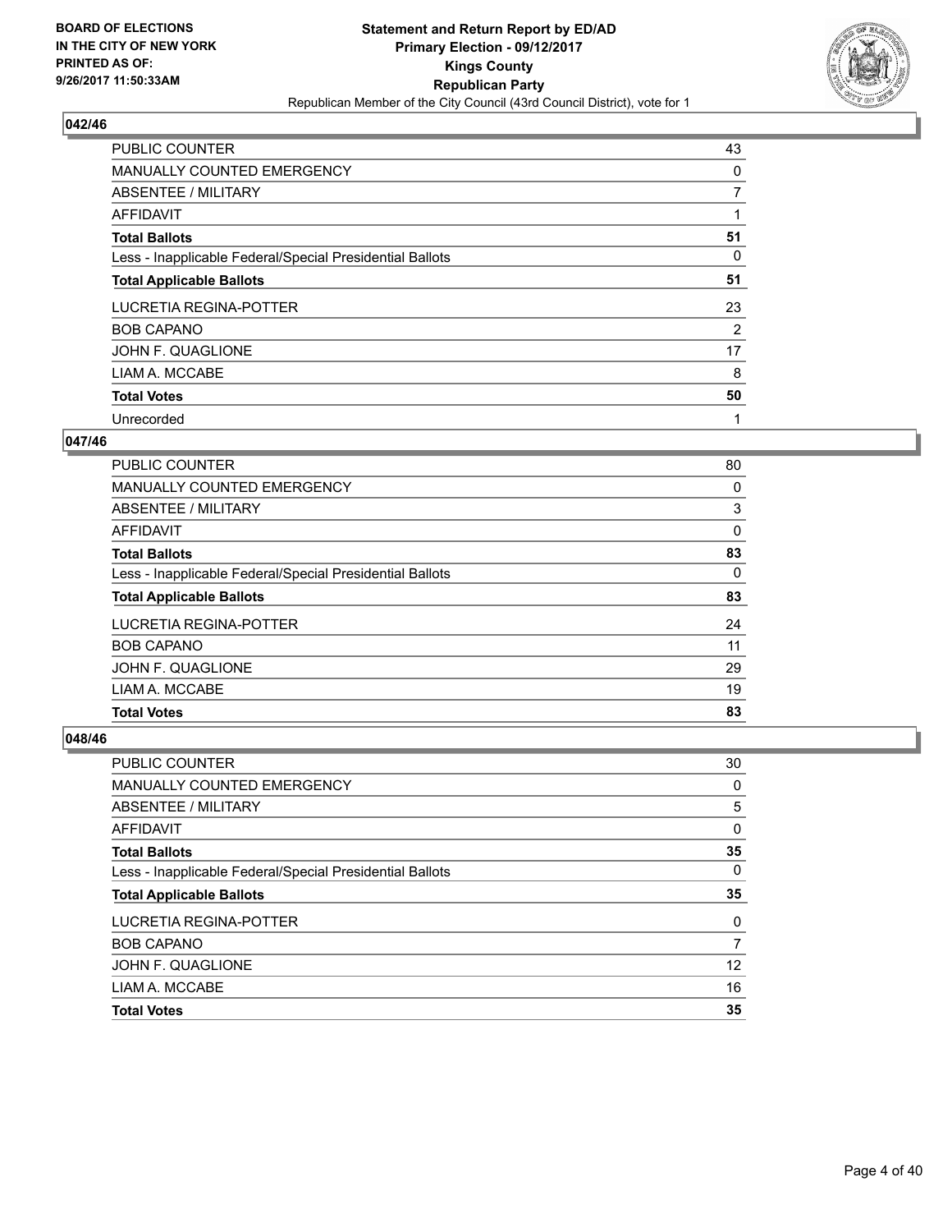**BOARD OF ELECTIONS IN THE CITY OF NEW YORK PRINTED AS OF: 9/26/2017 11:50:33AM**

# Statement and Return Report by ED/AD
## Primary Election - 09/12/2017
## Kings County
## Republican Party
### Republican Member of the City Council (43rd Council District), vote for 1

### 042/46

| | |
|---|---|
| PUBLIC COUNTER | 43 |
| MANUALLY COUNTED EMERGENCY | 0 |
| ABSENTEE / MILITARY | 7 |
| AFFIDAVIT | 1 |
| **Total Ballots** | **51** |
| Less - Inapplicable Federal/Special Presidential Ballots | 0 |
| **Total Applicable Ballots** | **51** |
| LUCRETIA REGINA-POTTER | 23 |
| BOB CAPANO | 2 |
| JOHN F. QUAGLIONE | 17 |
| LIAM A. MCCABE | 8 |
| **Total Votes** | **50** |
| Unrecorded | 1 |

### 047/46

| | |
|---|---|
| PUBLIC COUNTER | 80 |
| MANUALLY COUNTED EMERGENCY | 0 |
| ABSENTEE / MILITARY | 3 |
| AFFIDAVIT | 0 |
| **Total Ballots** | **83** |
| Less - Inapplicable Federal/Special Presidential Ballots | 0 |
| **Total Applicable Ballots** | **83** |
| LUCRETIA REGINA-POTTER | 24 |
| BOB CAPANO | 11 |
| JOHN F. QUAGLIONE | 29 |
| LIAM A. MCCABE | 19 |
| **Total Votes** | **83** |

### 048/46

| | |
|---|---|
| PUBLIC COUNTER | 30 |
| MANUALLY COUNTED EMERGENCY | 0 |
| ABSENTEE / MILITARY | 5 |
| AFFIDAVIT | 0 |
| **Total Ballots** | **35** |
| Less - Inapplicable Federal/Special Presidential Ballots | 0 |
| **Total Applicable Ballots** | **35** |
| LUCRETIA REGINA-POTTER | 0 |
| BOB CAPANO | 7 |
| JOHN F. QUAGLIONE | 12 |
| LIAM A. MCCABE | 16 |
| **Total Votes** | **35** |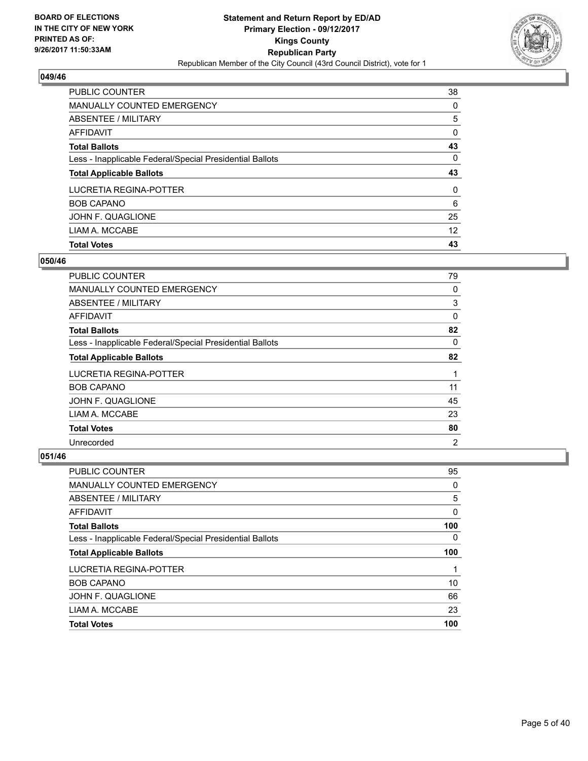**BOARD OF ELECTIONS IN THE CITY OF NEW YORK PRINTED AS OF: 9/26/2017 11:50:33AM**

**Statement and Return Report by ED/AD Primary Election - 09/12/2017 Kings County Republican Party**

Republican Member of the City Council (43rd Council District), vote for 1

### 049/46

| | |
|---|---|
| PUBLIC COUNTER | 38 |
| MANUALLY COUNTED EMERGENCY | 0 |
| ABSENTEE / MILITARY | 5 |
| AFFIDAVIT | 0 |
| **Total Ballots** | **43** |
| Less - Inapplicable Federal/Special Presidential Ballots | 0 |
| **Total Applicable Ballots** | **43** |
| LUCRETIA REGINA-POTTER | 0 |
| BOB CAPANO | 6 |
| JOHN F. QUAGLIONE | 25 |
| LIAM A. MCCABE | 12 |
| **Total Votes** | **43** |

### 050/46

| | |
|---|---|
| PUBLIC COUNTER | 79 |
| MANUALLY COUNTED EMERGENCY | 0 |
| ABSENTEE / MILITARY | 3 |
| AFFIDAVIT | 0 |
| **Total Ballots** | **82** |
| Less - Inapplicable Federal/Special Presidential Ballots | 0 |
| **Total Applicable Ballots** | **82** |
| LUCRETIA REGINA-POTTER | 1 |
| BOB CAPANO | 11 |
| JOHN F. QUAGLIONE | 45 |
| LIAM A. MCCABE | 23 |
| **Total Votes** | **80** |
| Unrecorded | 2 |

### 051/46

| | |
|---|---|
| PUBLIC COUNTER | 95 |
| MANUALLY COUNTED EMERGENCY | 0 |
| ABSENTEE / MILITARY | 5 |
| AFFIDAVIT | 0 |
| **Total Ballots** | **100** |
| Less - Inapplicable Federal/Special Presidential Ballots | 0 |
| **Total Applicable Ballots** | **100** |
| LUCRETIA REGINA-POTTER | 1 |
| BOB CAPANO | 10 |
| JOHN F. QUAGLIONE | 66 |
| LIAM A. MCCABE | 23 |
| **Total Votes** | **100** |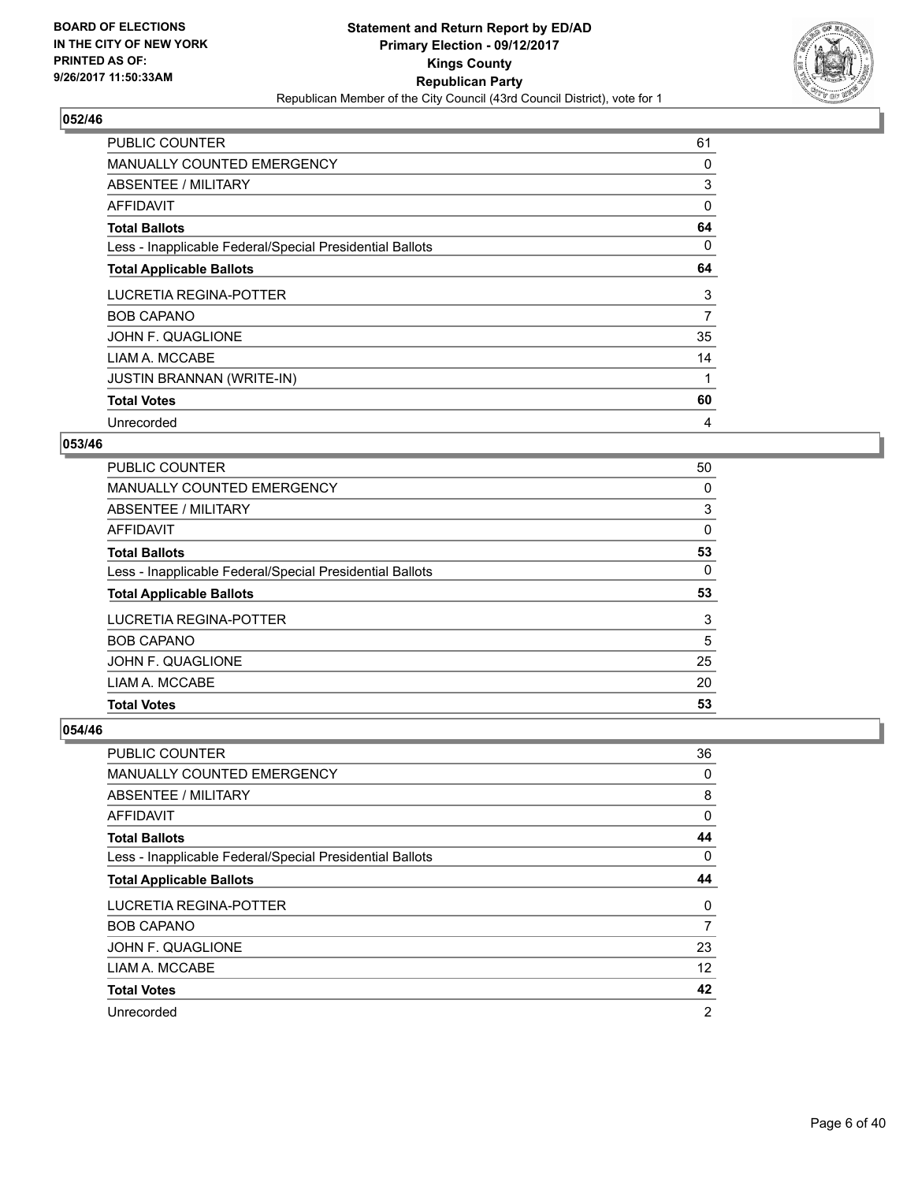**BOARD OF ELECTIONS IN THE CITY OF NEW YORK PRINTED AS OF: 9/26/2017 11:50:33AM**

# Statement and Return Report by ED/AD
## Primary Election - 09/12/2017
## Kings County
## Republican Party
### Republican Member of the City Council (43rd Council District), vote for 1

### 052/46

| | |
|---|---|
| PUBLIC COUNTER | 61 |
| MANUALLY COUNTED EMERGENCY | 0 |
| ABSENTEE / MILITARY | 3 |
| AFFIDAVIT | 0 |
| **Total Ballots** | **64** |
| Less - Inapplicable Federal/Special Presidential Ballots | 0 |
| **Total Applicable Ballots** | **64** |
| LUCRETIA REGINA-POTTER | 3 |
| BOB CAPANO | 7 |
| JOHN F. QUAGLIONE | 35 |
| LIAM A. MCCABE | 14 |
| JUSTIN BRANNAN (WRITE-IN) | 1 |
| **Total Votes** | **60** |
| Unrecorded | 4 |

### 053/46

| | |
|---|---|
| PUBLIC COUNTER | 50 |
| MANUALLY COUNTED EMERGENCY | 0 |
| ABSENTEE / MILITARY | 3 |
| AFFIDAVIT | 0 |
| **Total Ballots** | **53** |
| Less - Inapplicable Federal/Special Presidential Ballots | 0 |
| **Total Applicable Ballots** | **53** |
| LUCRETIA REGINA-POTTER | 3 |
| BOB CAPANO | 5 |
| JOHN F. QUAGLIONE | 25 |
| LIAM A. MCCABE | 20 |
| **Total Votes** | **53** |

### 054/46

| | |
|---|---|
| PUBLIC COUNTER | 36 |
| MANUALLY COUNTED EMERGENCY | 0 |
| ABSENTEE / MILITARY | 8 |
| AFFIDAVIT | 0 |
| **Total Ballots** | **44** |
| Less - Inapplicable Federal/Special Presidential Ballots | 0 |
| **Total Applicable Ballots** | **44** |
| LUCRETIA REGINA-POTTER | 0 |
| BOB CAPANO | 7 |
| JOHN F. QUAGLIONE | 23 |
| LIAM A. MCCABE | 12 |
| **Total Votes** | **42** |
| Unrecorded | 2 |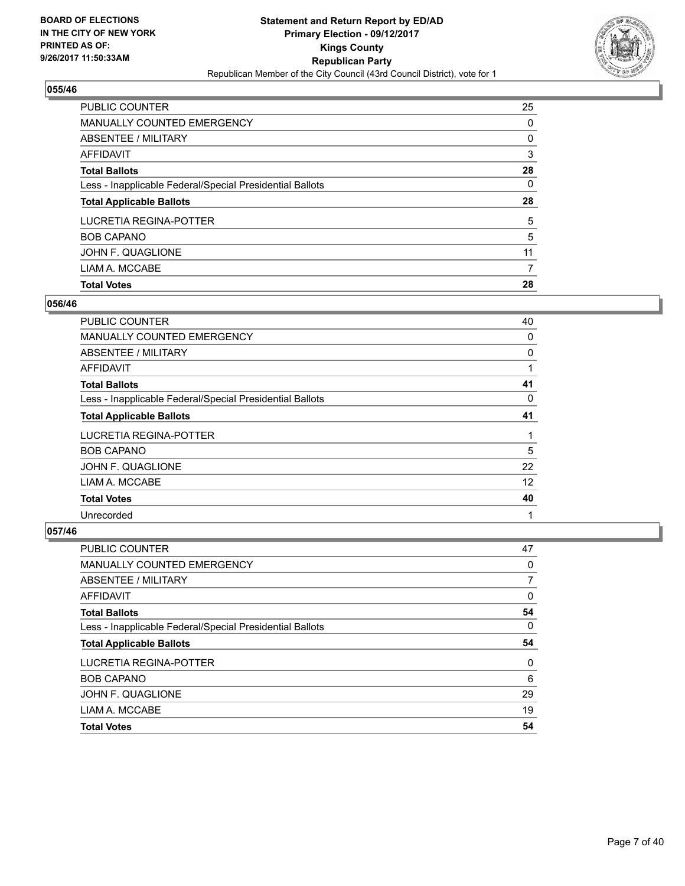**BOARD OF ELECTIONS IN THE CITY OF NEW YORK PRINTED AS OF: 9/26/2017 11:50:33AM**

**Statement and Return Report by ED/AD**
**Primary Election - 09/12/2017**
**Kings County**
**Republican Party**
Republican Member of the City Council (43rd Council District), vote for 1

## 055/46

| | |
|---|---|
| PUBLIC COUNTER | 25 |
| MANUALLY COUNTED EMERGENCY | 0 |
| ABSENTEE / MILITARY | 0 |
| AFFIDAVIT | 3 |
| **Total Ballots** | **28** |
| Less - Inapplicable Federal/Special Presidential Ballots | 0 |
| **Total Applicable Ballots** | **28** |
| LUCRETIA REGINA-POTTER | 5 |
| BOB CAPANO | 5 |
| JOHN F. QUAGLIONE | 11 |
| LIAM A. MCCABE | 7 |
| **Total Votes** | **28** |

## 056/46

| | |
|---|---|
| PUBLIC COUNTER | 40 |
| MANUALLY COUNTED EMERGENCY | 0 |
| ABSENTEE / MILITARY | 0 |
| AFFIDAVIT | 1 |
| **Total Ballots** | **41** |
| Less - Inapplicable Federal/Special Presidential Ballots | 0 |
| **Total Applicable Ballots** | **41** |
| LUCRETIA REGINA-POTTER | 1 |
| BOB CAPANO | 5 |
| JOHN F. QUAGLIONE | 22 |
| LIAM A. MCCABE | 12 |
| **Total Votes** | **40** |
| Unrecorded | 1 |

## 057/46

| | |
|---|---|
| PUBLIC COUNTER | 47 |
| MANUALLY COUNTED EMERGENCY | 0 |
| ABSENTEE / MILITARY | 7 |
| AFFIDAVIT | 0 |
| **Total Ballots** | **54** |
| Less - Inapplicable Federal/Special Presidential Ballots | 0 |
| **Total Applicable Ballots** | **54** |
| LUCRETIA REGINA-POTTER | 0 |
| BOB CAPANO | 6 |
| JOHN F. QUAGLIONE | 29 |
| LIAM A. MCCABE | 19 |
| **Total Votes** | **54** |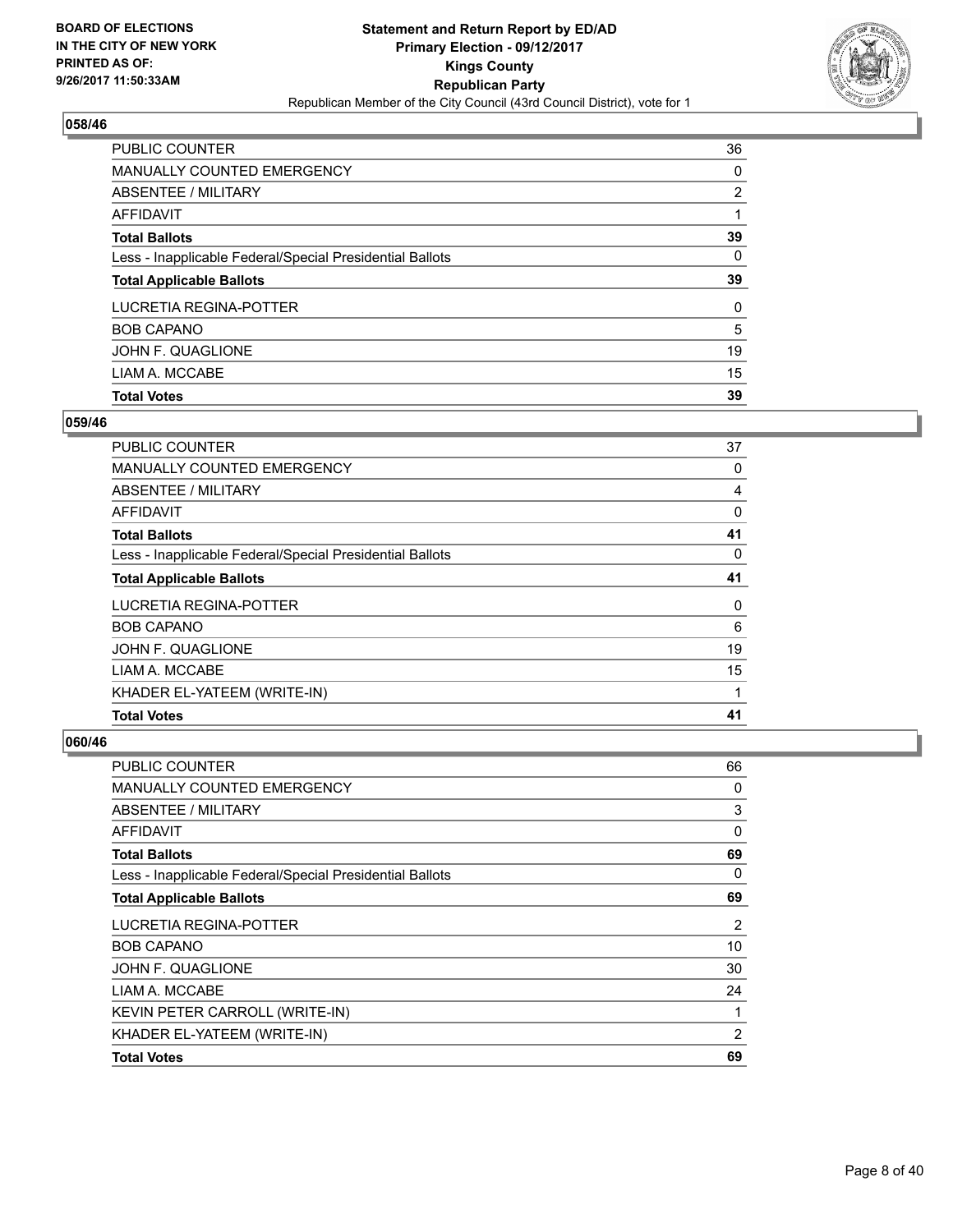## 058/46

| | |
|---|---|
| PUBLIC COUNTER | 36 |
| MANUALLY COUNTED EMERGENCY | 0 |
| ABSENTEE / MILITARY | 2 |
| AFFIDAVIT | 1 |
| **Total Ballots** | **39** |
| Less - Inapplicable Federal/Special Presidential Ballots | 0 |
| **Total Applicable Ballots** | **39** |
| LUCRETIA REGINA-POTTER | 0 |
| BOB CAPANO | 5 |
| JOHN F. QUAGLIONE | 19 |
| LIAM A. MCCABE | 15 |
| **Total Votes** | **39** |

## 059/46

| | |
|---|---|
| PUBLIC COUNTER | 37 |
| MANUALLY COUNTED EMERGENCY | 0 |
| ABSENTEE / MILITARY | 4 |
| AFFIDAVIT | 0 |
| **Total Ballots** | **41** |
| Less - Inapplicable Federal/Special Presidential Ballots | 0 |
| **Total Applicable Ballots** | **41** |
| LUCRETIA REGINA-POTTER | 0 |
| BOB CAPANO | 6 |
| JOHN F. QUAGLIONE | 19 |
| LIAM A. MCCABE | 15 |
| KHADER EL-YATEEM (WRITE-IN) | 1 |
| **Total Votes** | **41** |

## 060/46

| | |
|---|---|
| PUBLIC COUNTER | 66 |
| MANUALLY COUNTED EMERGENCY | 0 |
| ABSENTEE / MILITARY | 3 |
| AFFIDAVIT | 0 |
| **Total Ballots** | **69** |
| Less - Inapplicable Federal/Special Presidential Ballots | 0 |
| **Total Applicable Ballots** | **69** |
| LUCRETIA REGINA-POTTER | 2 |
| BOB CAPANO | 10 |
| JOHN F. QUAGLIONE | 30 |
| LIAM A. MCCABE | 24 |
| KEVIN PETER CARROLL (WRITE-IN) | 1 |
| KHADER EL-YATEEM (WRITE-IN) | 2 |
| **Total Votes** | **69** |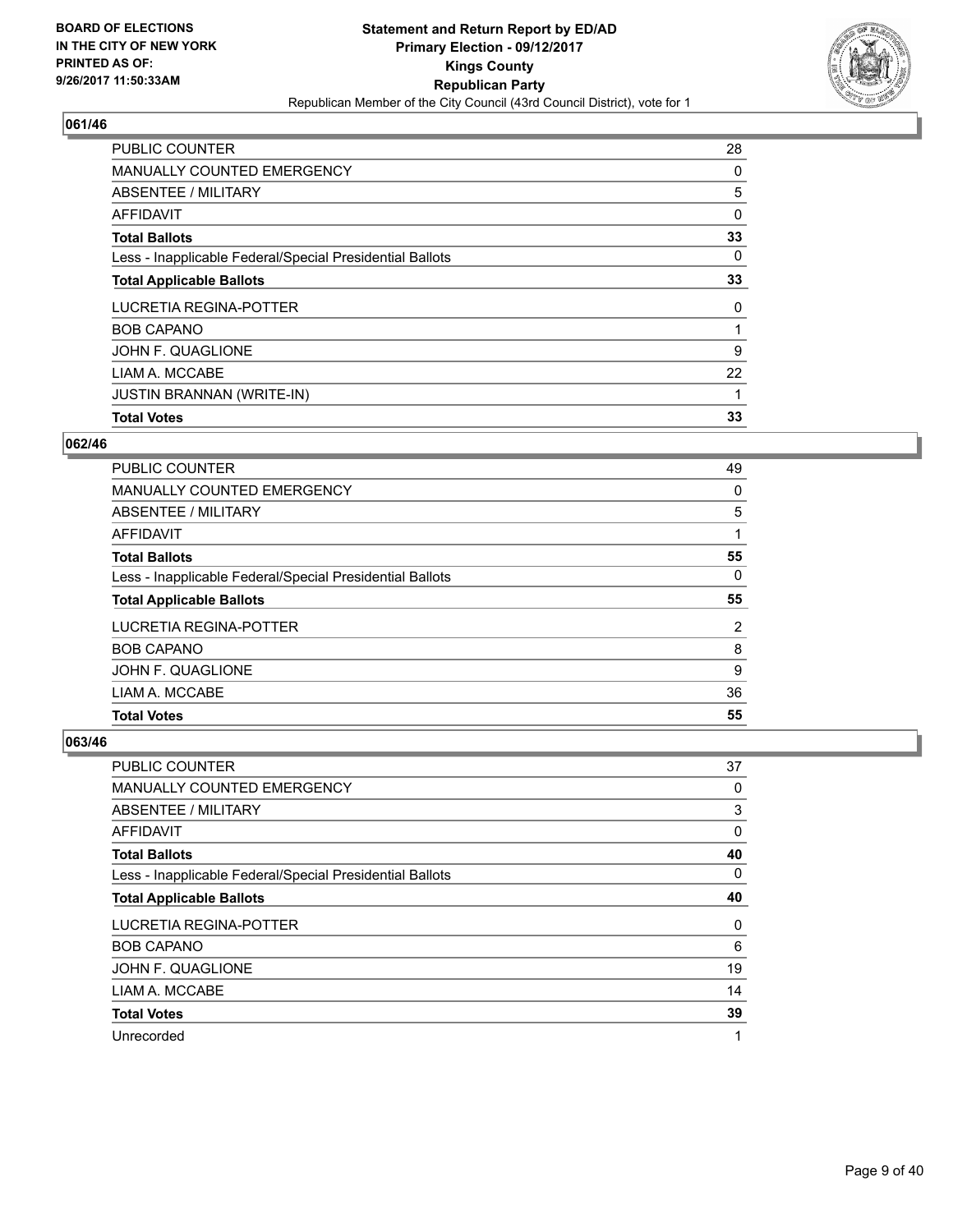**BOARD OF ELECTIONS IN THE CITY OF NEW YORK PRINTED AS OF: 9/26/2017 11:50:33AM**

**Statement and Return Report by ED/AD Primary Election - 09/12/2017 Kings County Republican Party**

Republican Member of the City Council (43rd Council District), vote for 1

### 061/46

| | |
|---|---|
| PUBLIC COUNTER | 28 |
| MANUALLY COUNTED EMERGENCY | 0 |
| ABSENTEE / MILITARY | 5 |
| AFFIDAVIT | 0 |
| **Total Ballots** | **33** |
| Less - Inapplicable Federal/Special Presidential Ballots | 0 |
| **Total Applicable Ballots** | **33** |
| LUCRETIA REGINA-POTTER | 0 |
| BOB CAPANO | 1 |
| JOHN F. QUAGLIONE | 9 |
| LIAM A. MCCABE | 22 |
| JUSTIN BRANNAN (WRITE-IN) | 1 |
| **Total Votes** | **33** |

### 062/46

| | |
|---|---|
| PUBLIC COUNTER | 49 |
| MANUALLY COUNTED EMERGENCY | 0 |
| ABSENTEE / MILITARY | 5 |
| AFFIDAVIT | 1 |
| **Total Ballots** | **55** |
| Less - Inapplicable Federal/Special Presidential Ballots | 0 |
| **Total Applicable Ballots** | **55** |
| LUCRETIA REGINA-POTTER | 2 |
| BOB CAPANO | 8 |
| JOHN F. QUAGLIONE | 9 |
| LIAM A. MCCABE | 36 |
| **Total Votes** | **55** |

### 063/46

| | |
|---|---|
| PUBLIC COUNTER | 37 |
| MANUALLY COUNTED EMERGENCY | 0 |
| ABSENTEE / MILITARY | 3 |
| AFFIDAVIT | 0 |
| **Total Ballots** | **40** |
| Less - Inapplicable Federal/Special Presidential Ballots | 0 |
| **Total Applicable Ballots** | **40** |
| LUCRETIA REGINA-POTTER | 0 |
| BOB CAPANO | 6 |
| JOHN F. QUAGLIONE | 19 |
| LIAM A. MCCABE | 14 |
| **Total Votes** | **39** |
| Unrecorded | 1 |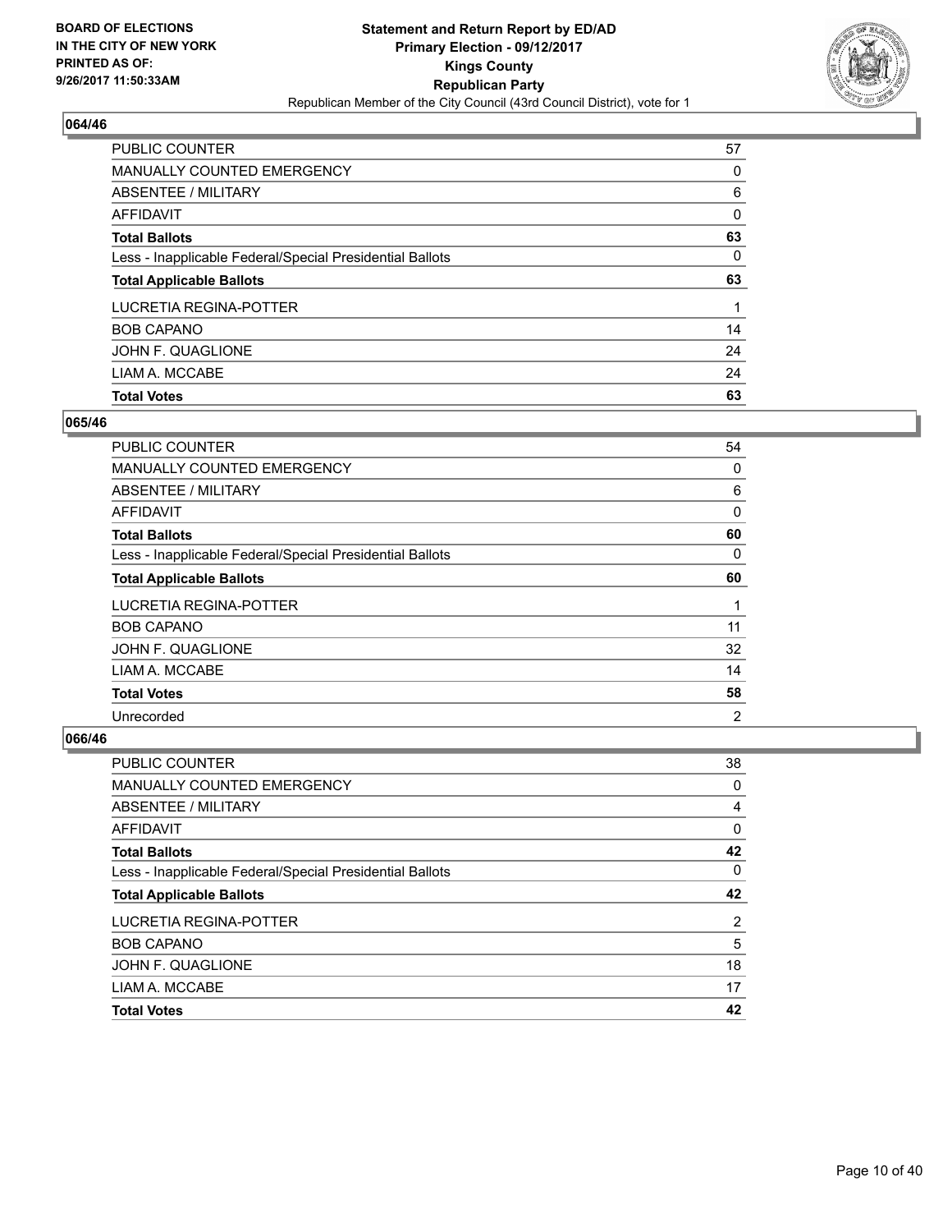BOARD OF ELECTIONS
IN THE CITY OF NEW YORK
PRINTED AS OF:
9/26/2017 11:50:33AM

**Statement and Return Report by ED/AD**
**Primary Election - 09/12/2017**
**Kings County**
**Republican Party**
Republican Member of the City Council (43rd Council District), vote for 1

### 064/46

| | |
|---|---|
| PUBLIC COUNTER | 57 |
| MANUALLY COUNTED EMERGENCY | 0 |
| ABSENTEE / MILITARY | 6 |
| AFFIDAVIT | 0 |
| **Total Ballots** | **63** |
| Less - Inapplicable Federal/Special Presidential Ballots | 0 |
| **Total Applicable Ballots** | **63** |
| LUCRETIA REGINA-POTTER | 1 |
| BOB CAPANO | 14 |
| JOHN F. QUAGLIONE | 24 |
| LIAM A. MCCABE | 24 |
| **Total Votes** | **63** |

### 065/46

| | |
|---|---|
| PUBLIC COUNTER | 54 |
| MANUALLY COUNTED EMERGENCY | 0 |
| ABSENTEE / MILITARY | 6 |
| AFFIDAVIT | 0 |
| **Total Ballots** | **60** |
| Less - Inapplicable Federal/Special Presidential Ballots | 0 |
| **Total Applicable Ballots** | **60** |
| LUCRETIA REGINA-POTTER | 1 |
| BOB CAPANO | 11 |
| JOHN F. QUAGLIONE | 32 |
| LIAM A. MCCABE | 14 |
| **Total Votes** | **58** |
| Unrecorded | 2 |

### 066/46

| | |
|---|---|
| PUBLIC COUNTER | 38 |
| MANUALLY COUNTED EMERGENCY | 0 |
| ABSENTEE / MILITARY | 4 |
| AFFIDAVIT | 0 |
| **Total Ballots** | **42** |
| Less - Inapplicable Federal/Special Presidential Ballots | 0 |
| **Total Applicable Ballots** | **42** |
| LUCRETIA REGINA-POTTER | 2 |
| BOB CAPANO | 5 |
| JOHN F. QUAGLIONE | 18 |
| LIAM A. MCCABE | 17 |
| **Total Votes** | **42** |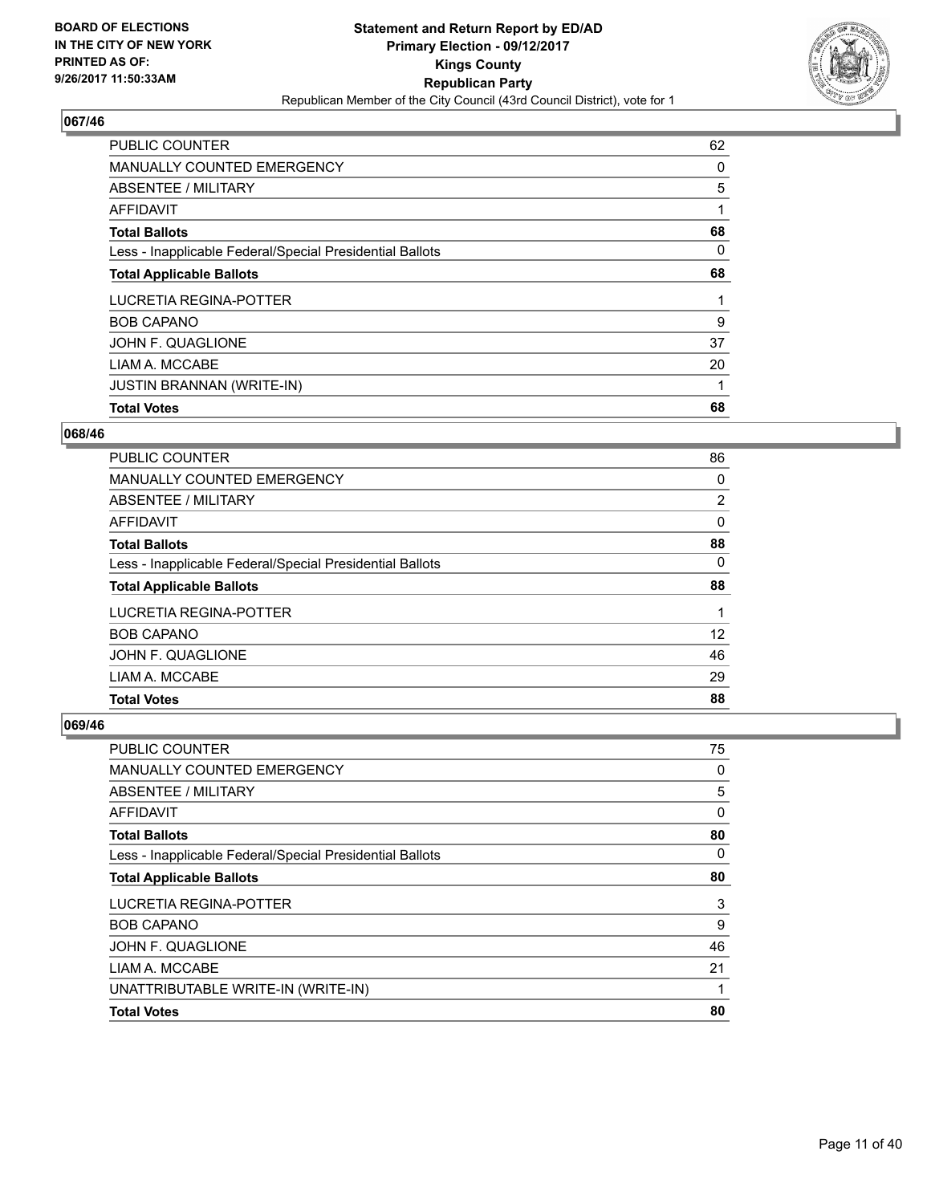BOARD OF ELECTIONS
IN THE CITY OF NEW YORK
PRINTED AS OF:
9/26/2017 11:50:33AM

**Statement and Return Report by ED/AD**
**Primary Election - 09/12/2017**
**Kings County**
**Republican Party**
Republican Member of the City Council (43rd Council District), vote for 1

### 067/46

| | |
|---|---|
| PUBLIC COUNTER | 62 |
| MANUALLY COUNTED EMERGENCY | 0 |
| ABSENTEE / MILITARY | 5 |
| AFFIDAVIT | 1 |
| **Total Ballots** | **68** |
| Less - Inapplicable Federal/Special Presidential Ballots | 0 |
| **Total Applicable Ballots** | **68** |
| LUCRETIA REGINA-POTTER | 1 |
| BOB CAPANO | 9 |
| JOHN F. QUAGLIONE | 37 |
| LIAM A. MCCABE | 20 |
| JUSTIN BRANNAN (WRITE-IN) | 1 |
| **Total Votes** | **68** |

### 068/46

| | |
|---|---|
| PUBLIC COUNTER | 86 |
| MANUALLY COUNTED EMERGENCY | 0 |
| ABSENTEE / MILITARY | 2 |
| AFFIDAVIT | 0 |
| **Total Ballots** | **88** |
| Less - Inapplicable Federal/Special Presidential Ballots | 0 |
| **Total Applicable Ballots** | **88** |
| LUCRETIA REGINA-POTTER | 1 |
| BOB CAPANO | 12 |
| JOHN F. QUAGLIONE | 46 |
| LIAM A. MCCABE | 29 |
| **Total Votes** | **88** |

### 069/46

| | |
|---|---|
| PUBLIC COUNTER | 75 |
| MANUALLY COUNTED EMERGENCY | 0 |
| ABSENTEE / MILITARY | 5 |
| AFFIDAVIT | 0 |
| **Total Ballots** | **80** |
| Less - Inapplicable Federal/Special Presidential Ballots | 0 |
| **Total Applicable Ballots** | **80** |
| LUCRETIA REGINA-POTTER | 3 |
| BOB CAPANO | 9 |
| JOHN F. QUAGLIONE | 46 |
| LIAM A. MCCABE | 21 |
| UNATTRIBUTABLE WRITE-IN (WRITE-IN) | 1 |
| **Total Votes** | **80** |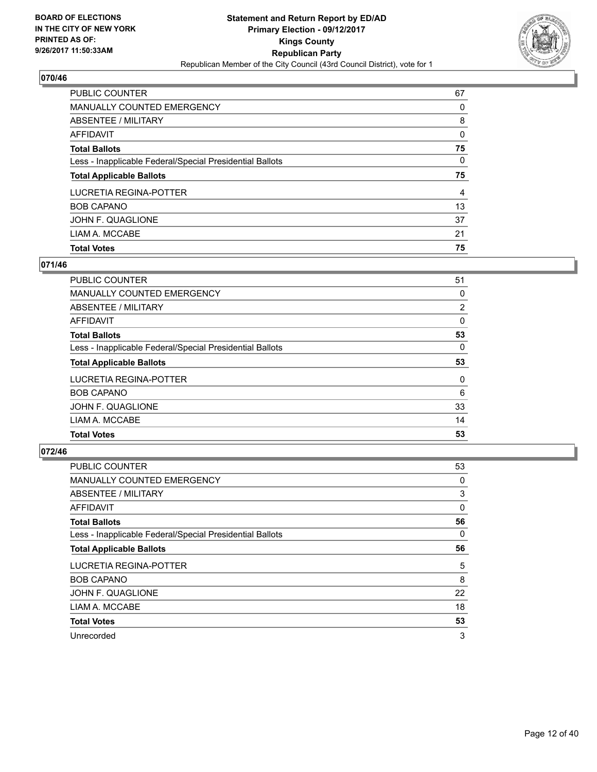**BOARD OF ELECTIONS IN THE CITY OF NEW YORK PRINTED AS OF: 9/26/2017 11:50:33AM**

**Statement and Return Report by ED/AD**
**Primary Election - 09/12/2017**
**Kings County**
**Republican Party**
Republican Member of the City Council (43rd Council District), vote for 1

### 070/46

| | |
|---|---|
| PUBLIC COUNTER | 67 |
| MANUALLY COUNTED EMERGENCY | 0 |
| ABSENTEE / MILITARY | 8 |
| AFFIDAVIT | 0 |
| **Total Ballots** | **75** |
| Less - Inapplicable Federal/Special Presidential Ballots | 0 |
| **Total Applicable Ballots** | **75** |
| LUCRETIA REGINA-POTTER | 4 |
| BOB CAPANO | 13 |
| JOHN F. QUAGLIONE | 37 |
| LIAM A. MCCABE | 21 |
| **Total Votes** | **75** |

### 071/46

| | |
|---|---|
| PUBLIC COUNTER | 51 |
| MANUALLY COUNTED EMERGENCY | 0 |
| ABSENTEE / MILITARY | 2 |
| AFFIDAVIT | 0 |
| **Total Ballots** | **53** |
| Less - Inapplicable Federal/Special Presidential Ballots | 0 |
| **Total Applicable Ballots** | **53** |
| LUCRETIA REGINA-POTTER | 0 |
| BOB CAPANO | 6 |
| JOHN F. QUAGLIONE | 33 |
| LIAM A. MCCABE | 14 |
| **Total Votes** | **53** |

### 072/46

| | |
|---|---|
| PUBLIC COUNTER | 53 |
| MANUALLY COUNTED EMERGENCY | 0 |
| ABSENTEE / MILITARY | 3 |
| AFFIDAVIT | 0 |
| **Total Ballots** | **56** |
| Less - Inapplicable Federal/Special Presidential Ballots | 0 |
| **Total Applicable Ballots** | **56** |
| LUCRETIA REGINA-POTTER | 5 |
| BOB CAPANO | 8 |
| JOHN F. QUAGLIONE | 22 |
| LIAM A. MCCABE | 18 |
| **Total Votes** | **53** |
| Unrecorded | 3 |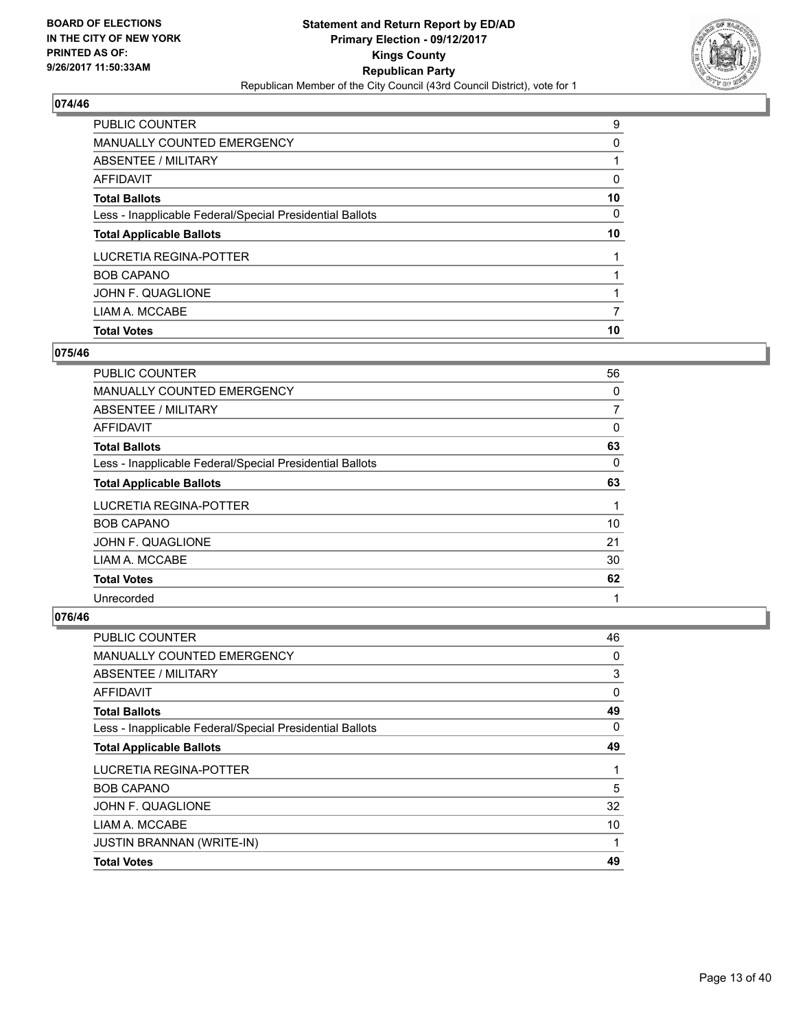BOARD OF ELECTIONS
IN THE CITY OF NEW YORK
PRINTED AS OF:
9/26/2017 11:50:33AM

**Statement and Return Report by ED/AD**
**Primary Election - 09/12/2017**
**Kings County**
**Republican Party**
Republican Member of the City Council (43rd Council District), vote for 1

## 074/46

| | |
|---|---|
| PUBLIC COUNTER | 9 |
| MANUALLY COUNTED EMERGENCY | 0 |
| ABSENTEE / MILITARY | 1 |
| AFFIDAVIT | 0 |
| **Total Ballots** | **10** |
| Less - Inapplicable Federal/Special Presidential Ballots | 0 |
| **Total Applicable Ballots** | **10** |
| LUCRETIA REGINA-POTTER | 1 |
| BOB CAPANO | 1 |
| JOHN F. QUAGLIONE | 1 |
| LIAM A. MCCABE | 7 |
| **Total Votes** | **10** |

## 075/46

| | |
|---|---|
| PUBLIC COUNTER | 56 |
| MANUALLY COUNTED EMERGENCY | 0 |
| ABSENTEE / MILITARY | 7 |
| AFFIDAVIT | 0 |
| **Total Ballots** | **63** |
| Less - Inapplicable Federal/Special Presidential Ballots | 0 |
| **Total Applicable Ballots** | **63** |
| LUCRETIA REGINA-POTTER | 1 |
| BOB CAPANO | 10 |
| JOHN F. QUAGLIONE | 21 |
| LIAM A. MCCABE | 30 |
| **Total Votes** | **62** |
| Unrecorded | 1 |

## 076/46

| | |
|---|---|
| PUBLIC COUNTER | 46 |
| MANUALLY COUNTED EMERGENCY | 0 |
| ABSENTEE / MILITARY | 3 |
| AFFIDAVIT | 0 |
| **Total Ballots** | **49** |
| Less - Inapplicable Federal/Special Presidential Ballots | 0 |
| **Total Applicable Ballots** | **49** |
| LUCRETIA REGINA-POTTER | 1 |
| BOB CAPANO | 5 |
| JOHN F. QUAGLIONE | 32 |
| LIAM A. MCCABE | 10 |
| JUSTIN BRANNAN (WRITE-IN) | 1 |
| **Total Votes** | **49** |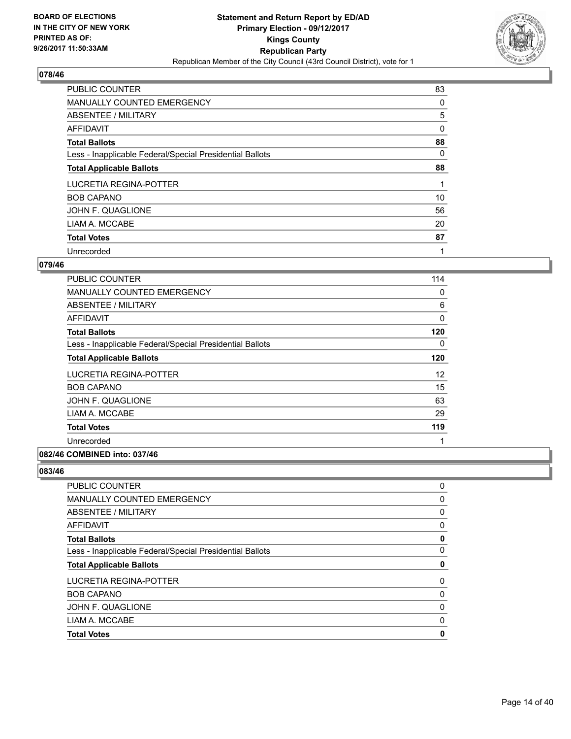BOARD OF ELECTIONS
IN THE CITY OF NEW YORK
PRINTED AS OF:
9/26/2017 11:50:33AM

**Statement and Return Report by ED/AD**
**Primary Election - 09/12/2017**
**Kings County**
**Republican Party**
Republican Member of the City Council (43rd Council District), vote for 1

### 078/46

| | |
|---|---|
| PUBLIC COUNTER | 83 |
| MANUALLY COUNTED EMERGENCY | 0 |
| ABSENTEE / MILITARY | 5 |
| AFFIDAVIT | 0 |
| **Total Ballots** | **88** |
| Less - Inapplicable Federal/Special Presidential Ballots | 0 |
| **Total Applicable Ballots** | **88** |
| LUCRETIA REGINA-POTTER | 1 |
| BOB CAPANO | 10 |
| JOHN F. QUAGLIONE | 56 |
| LIAM A. MCCABE | 20 |
| **Total Votes** | **87** |
| Unrecorded | 1 |

### 079/46

| | |
|---|---|
| PUBLIC COUNTER | 114 |
| MANUALLY COUNTED EMERGENCY | 0 |
| ABSENTEE / MILITARY | 6 |
| AFFIDAVIT | 0 |
| **Total Ballots** | **120** |
| Less - Inapplicable Federal/Special Presidential Ballots | 0 |
| **Total Applicable Ballots** | **120** |
| LUCRETIA REGINA-POTTER | 12 |
| BOB CAPANO | 15 |
| JOHN F. QUAGLIONE | 63 |
| LIAM A. MCCABE | 29 |
| **Total Votes** | **119** |
| Unrecorded | 1 |

### 082/46 COMBINED into: 037/46

### 083/46

| | |
|---|---|
| PUBLIC COUNTER | 0 |
| MANUALLY COUNTED EMERGENCY | 0 |
| ABSENTEE / MILITARY | 0 |
| AFFIDAVIT | 0 |
| **Total Ballots** | **0** |
| Less - Inapplicable Federal/Special Presidential Ballots | 0 |
| **Total Applicable Ballots** | **0** |
| LUCRETIA REGINA-POTTER | 0 |
| BOB CAPANO | 0 |
| JOHN F. QUAGLIONE | 0 |
| LIAM A. MCCABE | 0 |
| **Total Votes** | **0** |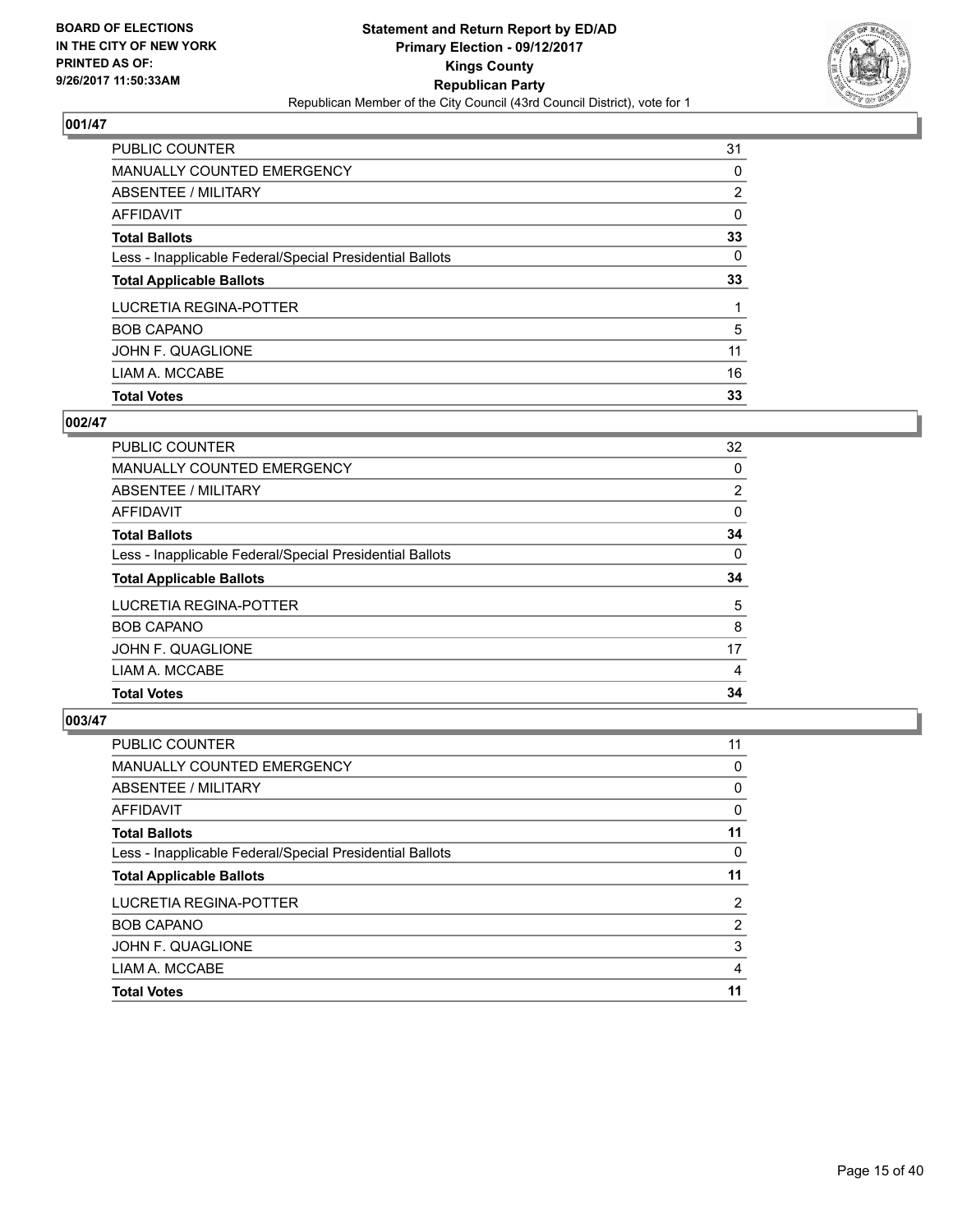BOARD OF ELECTIONS
IN THE CITY OF NEW YORK
PRINTED AS OF:
9/26/2017 11:50:33AM

**Statement and Return Report by ED/AD**
**Primary Election - 09/12/2017**
**Kings County**
**Republican Party**
Republican Member of the City Council (43rd Council District), vote for 1

### 001/47

| | |
|---|---|
| PUBLIC COUNTER | 31 |
| MANUALLY COUNTED EMERGENCY | 0 |
| ABSENTEE / MILITARY | 2 |
| AFFIDAVIT | 0 |
| **Total Ballots** | **33** |
| Less - Inapplicable Federal/Special Presidential Ballots | 0 |
| **Total Applicable Ballots** | **33** |
| LUCRETIA REGINA-POTTER | 1 |
| BOB CAPANO | 5 |
| JOHN F. QUAGLIONE | 11 |
| LIAM A. MCCABE | 16 |
| **Total Votes** | **33** |

### 002/47

| | |
|---|---|
| PUBLIC COUNTER | 32 |
| MANUALLY COUNTED EMERGENCY | 0 |
| ABSENTEE / MILITARY | 2 |
| AFFIDAVIT | 0 |
| **Total Ballots** | **34** |
| Less - Inapplicable Federal/Special Presidential Ballots | 0 |
| **Total Applicable Ballots** | **34** |
| LUCRETIA REGINA-POTTER | 5 |
| BOB CAPANO | 8 |
| JOHN F. QUAGLIONE | 17 |
| LIAM A. MCCABE | 4 |
| **Total Votes** | **34** |

### 003/47

| | |
|---|---|
| PUBLIC COUNTER | 11 |
| MANUALLY COUNTED EMERGENCY | 0 |
| ABSENTEE / MILITARY | 0 |
| AFFIDAVIT | 0 |
| **Total Ballots** | **11** |
| Less - Inapplicable Federal/Special Presidential Ballots | 0 |
| **Total Applicable Ballots** | **11** |
| LUCRETIA REGINA-POTTER | 2 |
| BOB CAPANO | 2 |
| JOHN F. QUAGLIONE | 3 |
| LIAM A. MCCABE | 4 |
| **Total Votes** | **11** |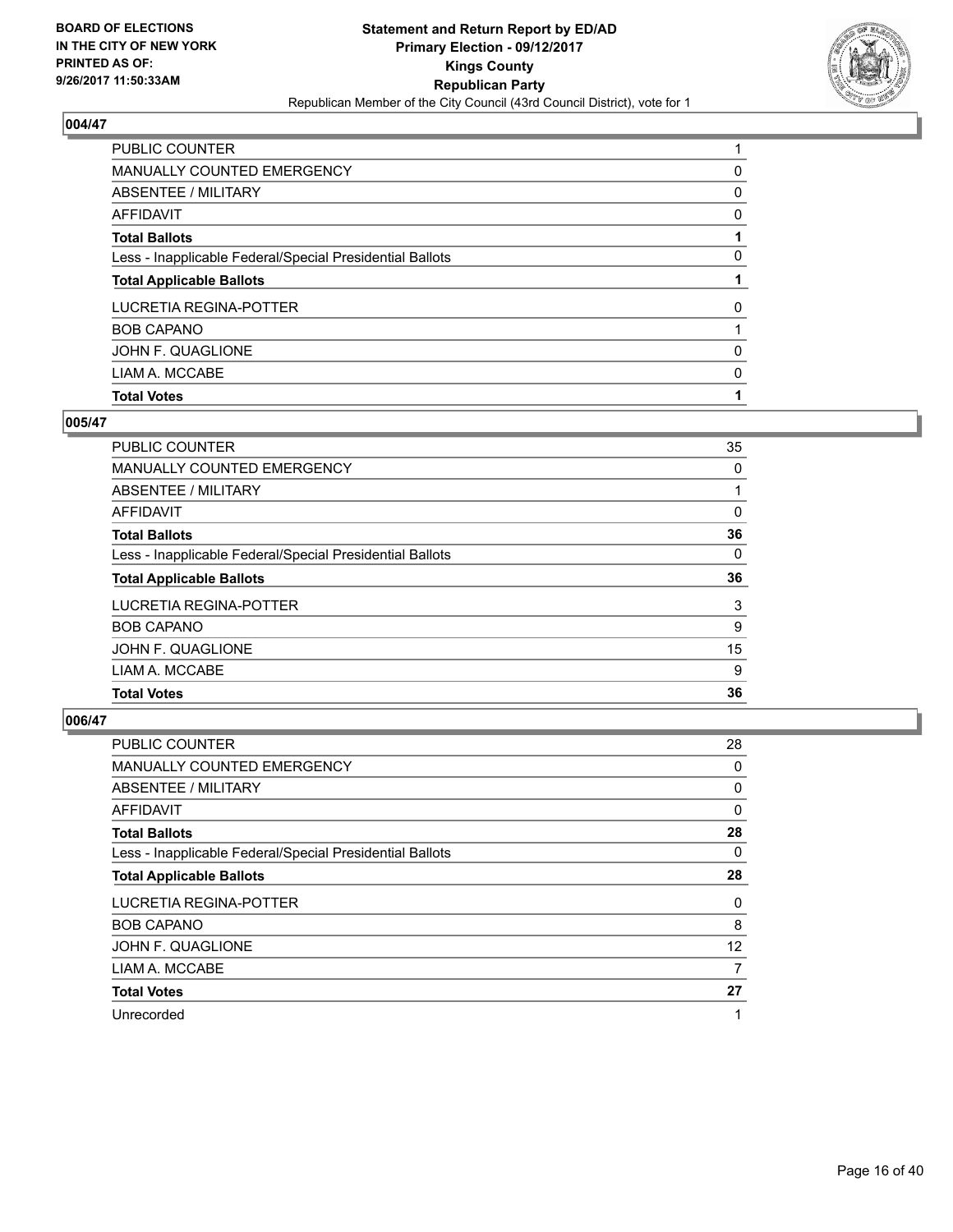BOARD OF ELECTIONS
IN THE CITY OF NEW YORK
PRINTED AS OF:
9/26/2017 11:50:33AM

**Statement and Return Report by ED/AD**
**Primary Election - 09/12/2017**
**Kings County**
**Republican Party**
Republican Member of the City Council (43rd Council District), vote for 1

## 004/47

| | |
|---|---|
| PUBLIC COUNTER | 1 |
| MANUALLY COUNTED EMERGENCY | 0 |
| ABSENTEE / MILITARY | 0 |
| AFFIDAVIT | 0 |
| **Total Ballots** | **1** |
| Less - Inapplicable Federal/Special Presidential Ballots | 0 |
| **Total Applicable Ballots** | **1** |
| LUCRETIA REGINA-POTTER | 0 |
| BOB CAPANO | 1 |
| JOHN F. QUAGLIONE | 0 |
| LIAM A. MCCABE | 0 |
| **Total Votes** | **1** |

## 005/47

| | |
|---|---|
| PUBLIC COUNTER | 35 |
| MANUALLY COUNTED EMERGENCY | 0 |
| ABSENTEE / MILITARY | 1 |
| AFFIDAVIT | 0 |
| **Total Ballots** | **36** |
| Less - Inapplicable Federal/Special Presidential Ballots | 0 |
| **Total Applicable Ballots** | **36** |
| LUCRETIA REGINA-POTTER | 3 |
| BOB CAPANO | 9 |
| JOHN F. QUAGLIONE | 15 |
| LIAM A. MCCABE | 9 |
| **Total Votes** | **36** |

## 006/47

| | |
|---|---|
| PUBLIC COUNTER | 28 |
| MANUALLY COUNTED EMERGENCY | 0 |
| ABSENTEE / MILITARY | 0 |
| AFFIDAVIT | 0 |
| **Total Ballots** | **28** |
| Less - Inapplicable Federal/Special Presidential Ballots | 0 |
| **Total Applicable Ballots** | **28** |
| LUCRETIA REGINA-POTTER | 0 |
| BOB CAPANO | 8 |
| JOHN F. QUAGLIONE | 12 |
| LIAM A. MCCABE | 7 |
| **Total Votes** | **27** |
| Unrecorded | 1 |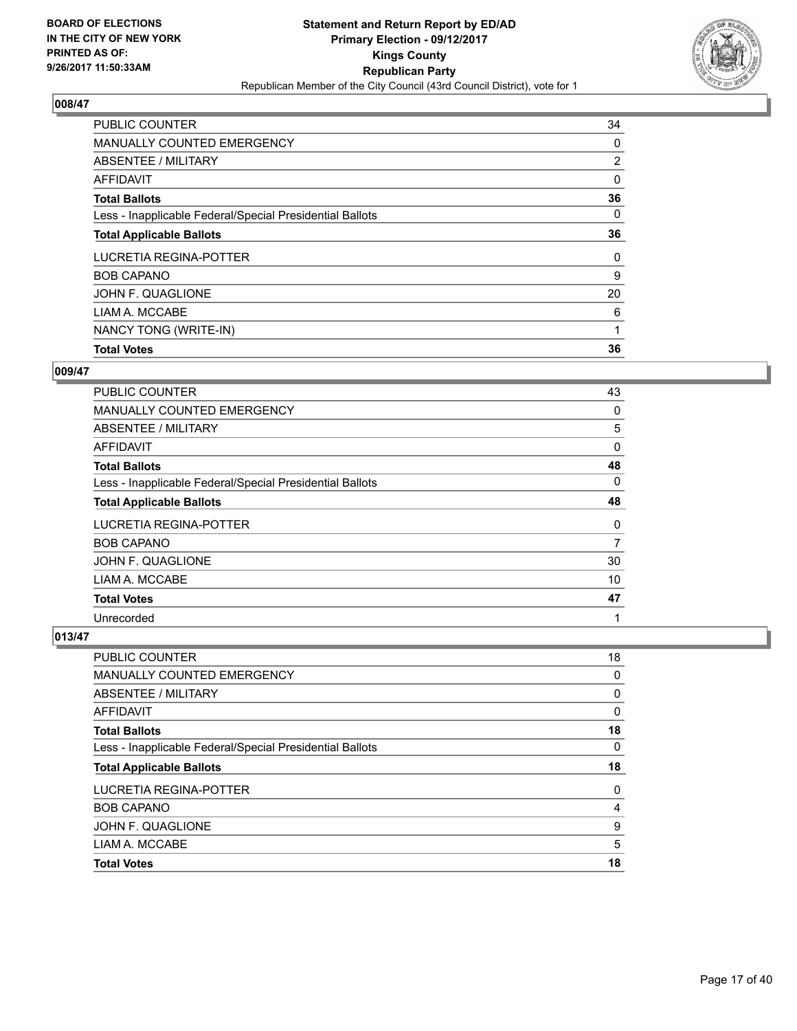**BOARD OF ELECTIONS IN THE CITY OF NEW YORK PRINTED AS OF: 9/26/2017 11:50:33AM**

# Statement and Return Report by ED/AD
## Primary Election - 09/12/2017
## Kings County
## Republican Party
### Republican Member of the City Council (43rd Council District), vote for 1

### 008/47

| | |
|---|---|
| PUBLIC COUNTER | 34 |
| MANUALLY COUNTED EMERGENCY | 0 |
| ABSENTEE / MILITARY | 2 |
| AFFIDAVIT | 0 |
| **Total Ballots** | **36** |
| Less - Inapplicable Federal/Special Presidential Ballots | 0 |
| **Total Applicable Ballots** | **36** |
| LUCRETIA REGINA-POTTER | 0 |
| BOB CAPANO | 9 |
| JOHN F. QUAGLIONE | 20 |
| LIAM A. MCCABE | 6 |
| NANCY TONG (WRITE-IN) | 1 |
| **Total Votes** | **36** |

### 009/47

| | |
|---|---|
| PUBLIC COUNTER | 43 |
| MANUALLY COUNTED EMERGENCY | 0 |
| ABSENTEE / MILITARY | 5 |
| AFFIDAVIT | 0 |
| **Total Ballots** | **48** |
| Less - Inapplicable Federal/Special Presidential Ballots | 0 |
| **Total Applicable Ballots** | **48** |
| LUCRETIA REGINA-POTTER | 0 |
| BOB CAPANO | 7 |
| JOHN F. QUAGLIONE | 30 |
| LIAM A. MCCABE | 10 |
| **Total Votes** | **47** |
| Unrecorded | 1 |

### 013/47

| | |
|---|---|
| PUBLIC COUNTER | 18 |
| MANUALLY COUNTED EMERGENCY | 0 |
| ABSENTEE / MILITARY | 0 |
| AFFIDAVIT | 0 |
| **Total Ballots** | **18** |
| Less - Inapplicable Federal/Special Presidential Ballots | 0 |
| **Total Applicable Ballots** | **18** |
| LUCRETIA REGINA-POTTER | 0 |
| BOB CAPANO | 4 |
| JOHN F. QUAGLIONE | 9 |
| LIAM A. MCCABE | 5 |
| **Total Votes** | **18** |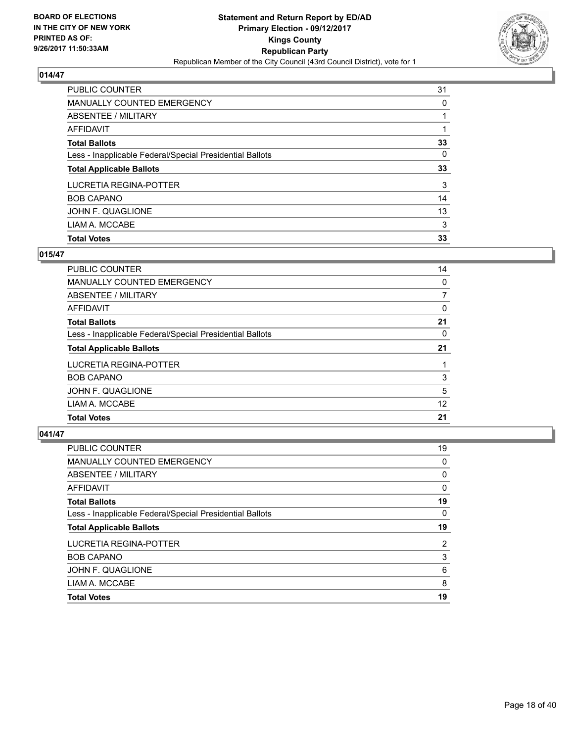## 014/47

| | |
|---|---|
| PUBLIC COUNTER | 31 |
| MANUALLY COUNTED EMERGENCY | 0 |
| ABSENTEE / MILITARY | 1 |
| AFFIDAVIT | 1 |
| **Total Ballots** | **33** |
| Less - Inapplicable Federal/Special Presidential Ballots | 0 |
| **Total Applicable Ballots** | **33** |
| LUCRETIA REGINA-POTTER | 3 |
| BOB CAPANO | 14 |
| JOHN F. QUAGLIONE | 13 |
| LIAM A. MCCABE | 3 |
| **Total Votes** | **33** |

## 015/47

| | |
|---|---|
| PUBLIC COUNTER | 14 |
| MANUALLY COUNTED EMERGENCY | 0 |
| ABSENTEE / MILITARY | 7 |
| AFFIDAVIT | 0 |
| **Total Ballots** | **21** |
| Less - Inapplicable Federal/Special Presidential Ballots | 0 |
| **Total Applicable Ballots** | **21** |
| LUCRETIA REGINA-POTTER | 1 |
| BOB CAPANO | 3 |
| JOHN F. QUAGLIONE | 5 |
| LIAM A. MCCABE | 12 |
| **Total Votes** | **21** |

## 041/47

| | |
|---|---|
| PUBLIC COUNTER | 19 |
| MANUALLY COUNTED EMERGENCY | 0 |
| ABSENTEE / MILITARY | 0 |
| AFFIDAVIT | 0 |
| **Total Ballots** | **19** |
| Less - Inapplicable Federal/Special Presidential Ballots | 0 |
| **Total Applicable Ballots** | **19** |
| LUCRETIA REGINA-POTTER | 2 |
| BOB CAPANO | 3 |
| JOHN F. QUAGLIONE | 6 |
| LIAM A. MCCABE | 8 |
| **Total Votes** | **19** |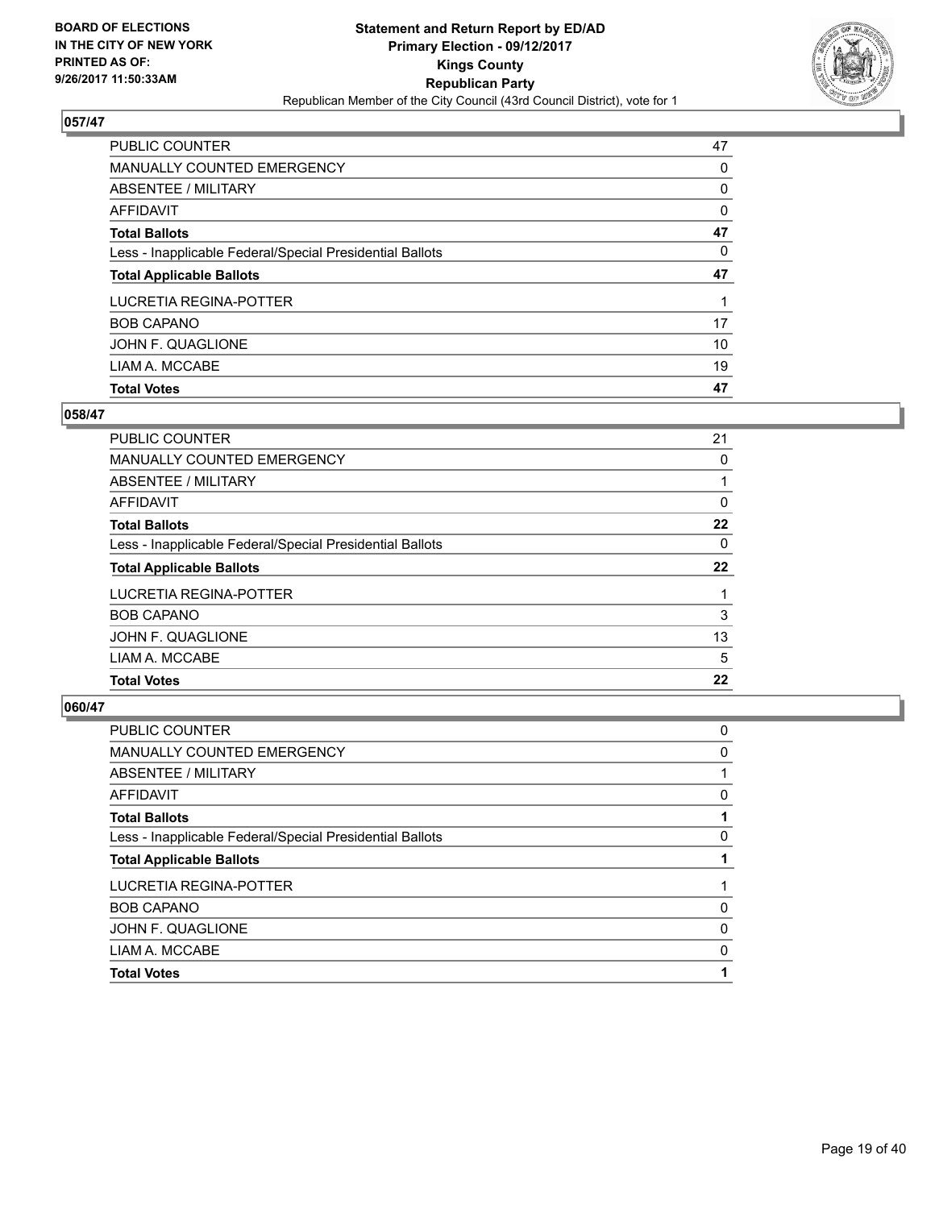**BOARD OF ELECTIONS IN THE CITY OF NEW YORK PRINTED AS OF: 9/26/2017 11:50:33AM**

**Statement and Return Report by ED/AD**
**Primary Election - 09/12/2017**
**Kings County**
**Republican Party**
Republican Member of the City Council (43rd Council District), vote for 1

## 057/47

| | |
|---|---|
| PUBLIC COUNTER | 47 |
| MANUALLY COUNTED EMERGENCY | 0 |
| ABSENTEE / MILITARY | 0 |
| AFFIDAVIT | 0 |
| **Total Ballots** | **47** |
| Less - Inapplicable Federal/Special Presidential Ballots | 0 |
| **Total Applicable Ballots** | **47** |
| LUCRETIA REGINA-POTTER | 1 |
| BOB CAPANO | 17 |
| JOHN F. QUAGLIONE | 10 |
| LIAM A. MCCABE | 19 |
| **Total Votes** | **47** |

## 058/47

| | |
|---|---|
| PUBLIC COUNTER | 21 |
| MANUALLY COUNTED EMERGENCY | 0 |
| ABSENTEE / MILITARY | 1 |
| AFFIDAVIT | 0 |
| **Total Ballots** | **22** |
| Less - Inapplicable Federal/Special Presidential Ballots | 0 |
| **Total Applicable Ballots** | **22** |
| LUCRETIA REGINA-POTTER | 1 |
| BOB CAPANO | 3 |
| JOHN F. QUAGLIONE | 13 |
| LIAM A. MCCABE | 5 |
| **Total Votes** | **22** |

## 060/47

| | |
|---|---|
| PUBLIC COUNTER | 0 |
| MANUALLY COUNTED EMERGENCY | 0 |
| ABSENTEE / MILITARY | 1 |
| AFFIDAVIT | 0 |
| **Total Ballots** | **1** |
| Less - Inapplicable Federal/Special Presidential Ballots | 0 |
| **Total Applicable Ballots** | **1** |
| LUCRETIA REGINA-POTTER | 1 |
| BOB CAPANO | 0 |
| JOHN F. QUAGLIONE | 0 |
| LIAM A. MCCABE | 0 |
| **Total Votes** | **1** |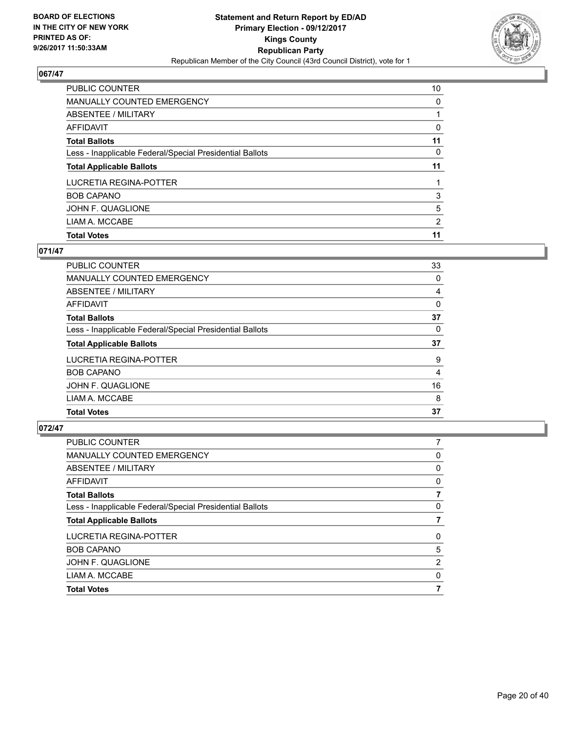BOARD OF ELECTIONS
IN THE CITY OF NEW YORK
PRINTED AS OF:
9/26/2017 11:50:33AM

**Statement and Return Report by ED/AD**
**Primary Election - 09/12/2017**
**Kings County**
**Republican Party**
Republican Member of the City Council (43rd Council District), vote for 1

### 067/47

| | |
|---|---|
| PUBLIC COUNTER | 10 |
| MANUALLY COUNTED EMERGENCY | 0 |
| ABSENTEE / MILITARY | 1 |
| AFFIDAVIT | 0 |
| **Total Ballots** | **11** |
| Less - Inapplicable Federal/Special Presidential Ballots | 0 |
| **Total Applicable Ballots** | **11** |
| LUCRETIA REGINA-POTTER | 1 |
| BOB CAPANO | 3 |
| JOHN F. QUAGLIONE | 5 |
| LIAM A. MCCABE | 2 |
| **Total Votes** | **11** |

### 071/47

| | |
|---|---|
| PUBLIC COUNTER | 33 |
| MANUALLY COUNTED EMERGENCY | 0 |
| ABSENTEE / MILITARY | 4 |
| AFFIDAVIT | 0 |
| **Total Ballots** | **37** |
| Less - Inapplicable Federal/Special Presidential Ballots | 0 |
| **Total Applicable Ballots** | **37** |
| LUCRETIA REGINA-POTTER | 9 |
| BOB CAPANO | 4 |
| JOHN F. QUAGLIONE | 16 |
| LIAM A. MCCABE | 8 |
| **Total Votes** | **37** |

### 072/47

| | |
|---|---|
| PUBLIC COUNTER | 7 |
| MANUALLY COUNTED EMERGENCY | 0 |
| ABSENTEE / MILITARY | 0 |
| AFFIDAVIT | 0 |
| **Total Ballots** | **7** |
| Less - Inapplicable Federal/Special Presidential Ballots | 0 |
| **Total Applicable Ballots** | **7** |
| LUCRETIA REGINA-POTTER | 0 |
| BOB CAPANO | 5 |
| JOHN F. QUAGLIONE | 2 |
| LIAM A. MCCABE | 0 |
| **Total Votes** | **7** |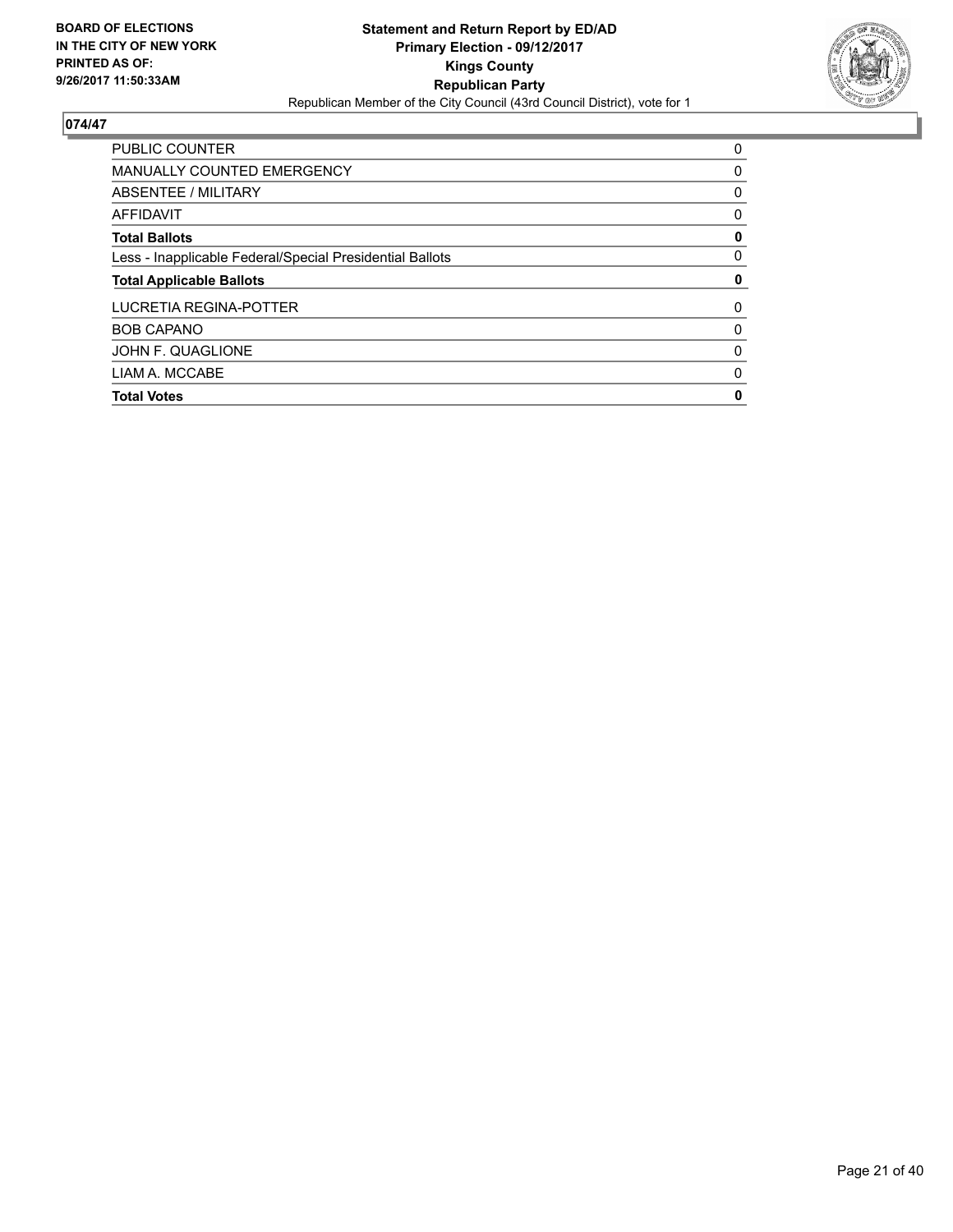**BOARD OF ELECTIONS IN THE CITY OF NEW YORK PRINTED AS OF: 9/26/2017 11:50:33AM**

**Statement and Return Report by ED/AD**
**Primary Election - 09/12/2017**
**Kings County**
**Republican Party**
Republican Member of the City Council (43rd Council District), vote for 1

## 074/47

| | |
|---|---|
| PUBLIC COUNTER | 0 |
| MANUALLY COUNTED EMERGENCY | 0 |
| ABSENTEE / MILITARY | 0 |
| AFFIDAVIT | 0 |
| **Total Ballots** | **0** |
| Less - Inapplicable Federal/Special Presidential Ballots | 0 |
| **Total Applicable Ballots** | **0** |
| LUCRETIA REGINA-POTTER | 0 |
| BOB CAPANO | 0 |
| JOHN F. QUAGLIONE | 0 |
| LIAM A. MCCABE | 0 |
| **Total Votes** | **0** |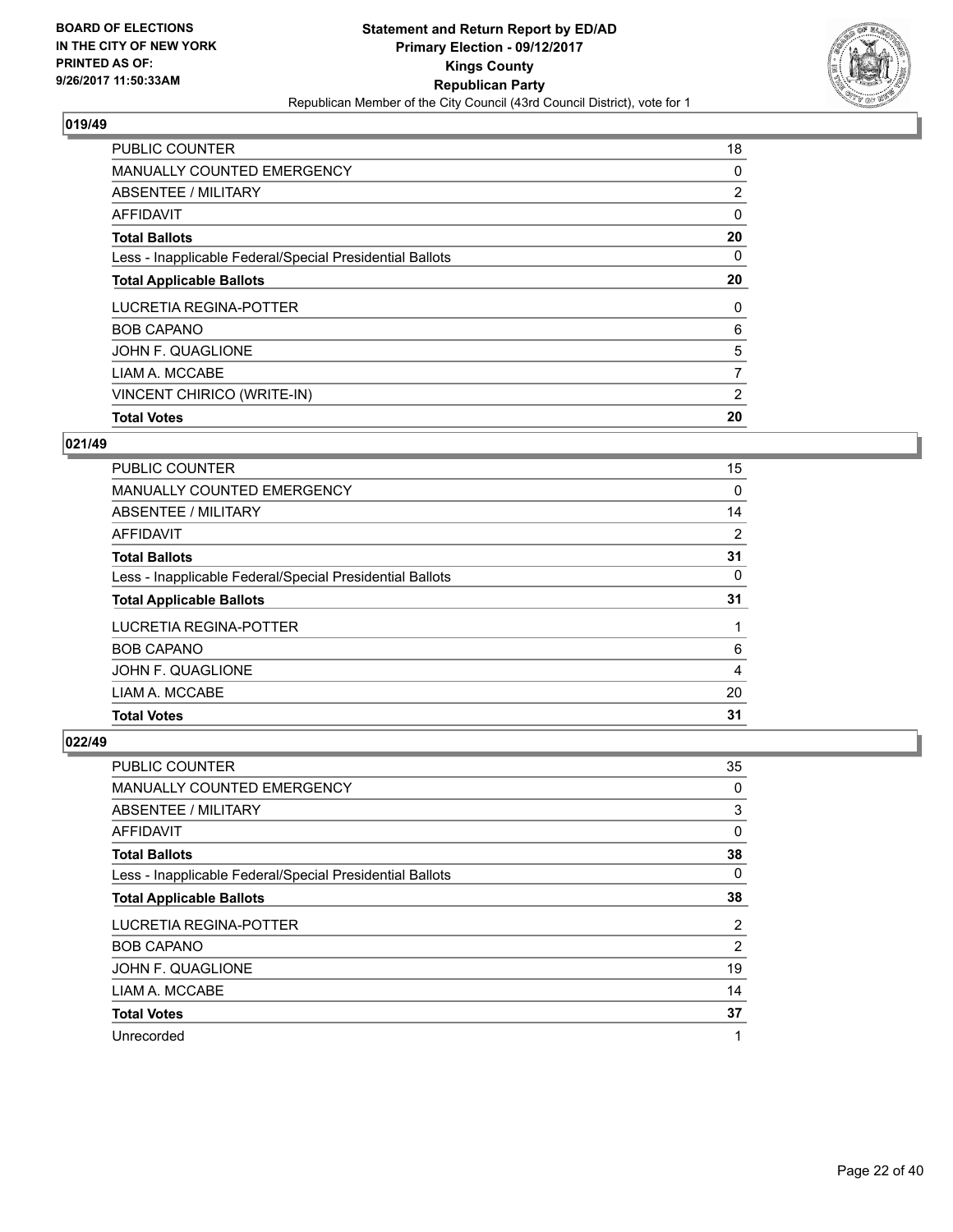BOARD OF ELECTIONS
IN THE CITY OF NEW YORK
PRINTED AS OF:
9/26/2017 11:50:33AM

**Statement and Return Report by ED/AD**
**Primary Election - 09/12/2017**
**Kings County**
**Republican Party**
Republican Member of the City Council (43rd Council District), vote for 1

### 019/49

| | |
|---|---|
| PUBLIC COUNTER | 18 |
| MANUALLY COUNTED EMERGENCY | 0 |
| ABSENTEE / MILITARY | 2 |
| AFFIDAVIT | 0 |
| **Total Ballots** | **20** |
| Less - Inapplicable Federal/Special Presidential Ballots | 0 |
| **Total Applicable Ballots** | **20** |
| LUCRETIA REGINA-POTTER | 0 |
| BOB CAPANO | 6 |
| JOHN F. QUAGLIONE | 5 |
| LIAM A. MCCABE | 7 |
| VINCENT CHIRICO (WRITE-IN) | 2 |
| **Total Votes** | **20** |

### 021/49

| | |
|---|---|
| PUBLIC COUNTER | 15 |
| MANUALLY COUNTED EMERGENCY | 0 |
| ABSENTEE / MILITARY | 14 |
| AFFIDAVIT | 2 |
| **Total Ballots** | **31** |
| Less - Inapplicable Federal/Special Presidential Ballots | 0 |
| **Total Applicable Ballots** | **31** |
| LUCRETIA REGINA-POTTER | 1 |
| BOB CAPANO | 6 |
| JOHN F. QUAGLIONE | 4 |
| LIAM A. MCCABE | 20 |
| **Total Votes** | **31** |

### 022/49

| | |
|---|---|
| PUBLIC COUNTER | 35 |
| MANUALLY COUNTED EMERGENCY | 0 |
| ABSENTEE / MILITARY | 3 |
| AFFIDAVIT | 0 |
| **Total Ballots** | **38** |
| Less - Inapplicable Federal/Special Presidential Ballots | 0 |
| **Total Applicable Ballots** | **38** |
| LUCRETIA REGINA-POTTER | 2 |
| BOB CAPANO | 2 |
| JOHN F. QUAGLIONE | 19 |
| LIAM A. MCCABE | 14 |
| **Total Votes** | **37** |
| Unrecorded | 1 |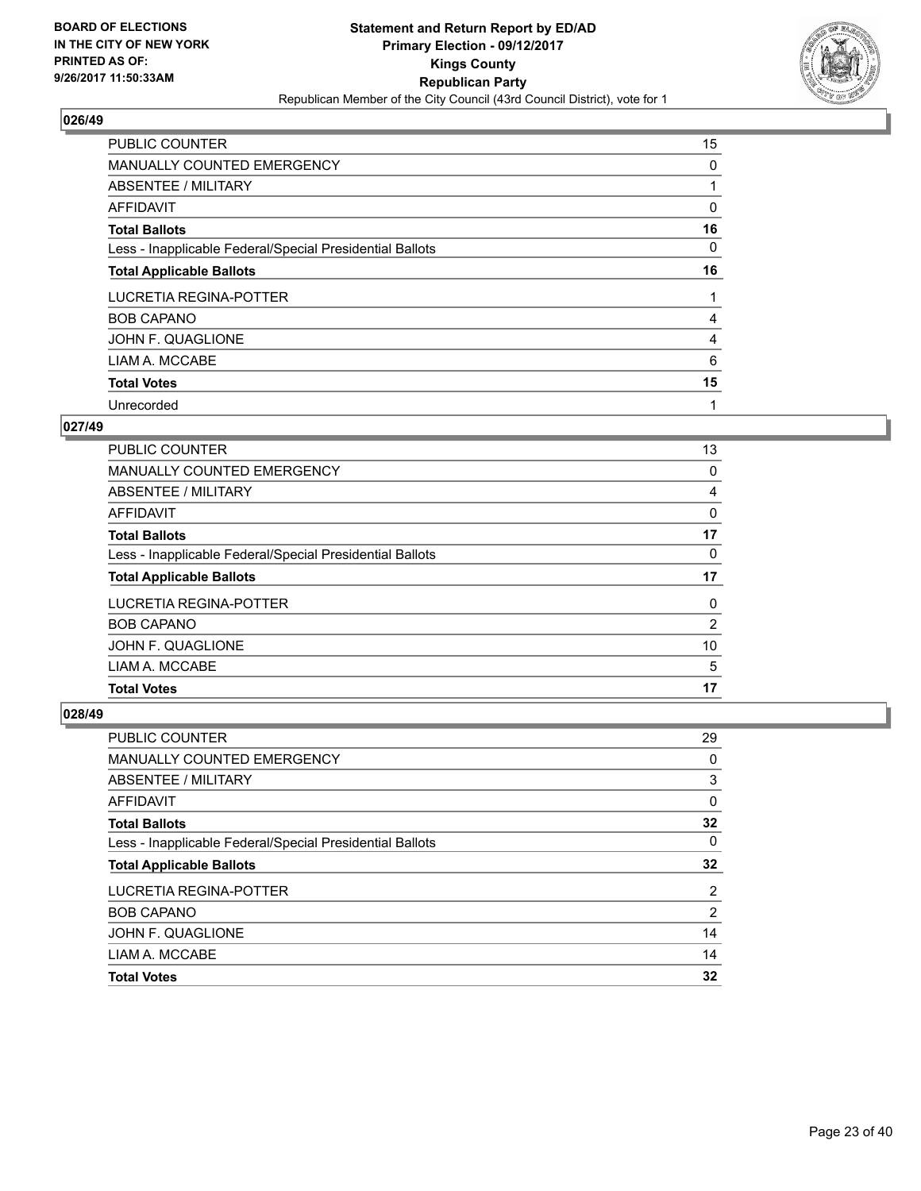**BOARD OF ELECTIONS IN THE CITY OF NEW YORK PRINTED AS OF: 9/26/2017 11:50:33AM**

**Statement and Return Report by ED/AD Primary Election - 09/12/2017 Kings County Republican Party**

Republican Member of the City Council (43rd Council District), vote for 1

### 026/49

| | |
|---|---|
| PUBLIC COUNTER | 15 |
| MANUALLY COUNTED EMERGENCY | 0 |
| ABSENTEE / MILITARY | 1 |
| AFFIDAVIT | 0 |
| **Total Ballots** | **16** |
| Less - Inapplicable Federal/Special Presidential Ballots | 0 |
| **Total Applicable Ballots** | **16** |
| LUCRETIA REGINA-POTTER | 1 |
| BOB CAPANO | 4 |
| JOHN F. QUAGLIONE | 4 |
| LIAM A. MCCABE | 6 |
| **Total Votes** | **15** |
| Unrecorded | 1 |

### 027/49

| | |
|---|---|
| PUBLIC COUNTER | 13 |
| MANUALLY COUNTED EMERGENCY | 0 |
| ABSENTEE / MILITARY | 4 |
| AFFIDAVIT | 0 |
| **Total Ballots** | **17** |
| Less - Inapplicable Federal/Special Presidential Ballots | 0 |
| **Total Applicable Ballots** | **17** |
| LUCRETIA REGINA-POTTER | 0 |
| BOB CAPANO | 2 |
| JOHN F. QUAGLIONE | 10 |
| LIAM A. MCCABE | 5 |
| **Total Votes** | **17** |

### 028/49

| | |
|---|---|
| PUBLIC COUNTER | 29 |
| MANUALLY COUNTED EMERGENCY | 0 |
| ABSENTEE / MILITARY | 3 |
| AFFIDAVIT | 0 |
| **Total Ballots** | **32** |
| Less - Inapplicable Federal/Special Presidential Ballots | 0 |
| **Total Applicable Ballots** | **32** |
| LUCRETIA REGINA-POTTER | 2 |
| BOB CAPANO | 2 |
| JOHN F. QUAGLIONE | 14 |
| LIAM A. MCCABE | 14 |
| **Total Votes** | **32** |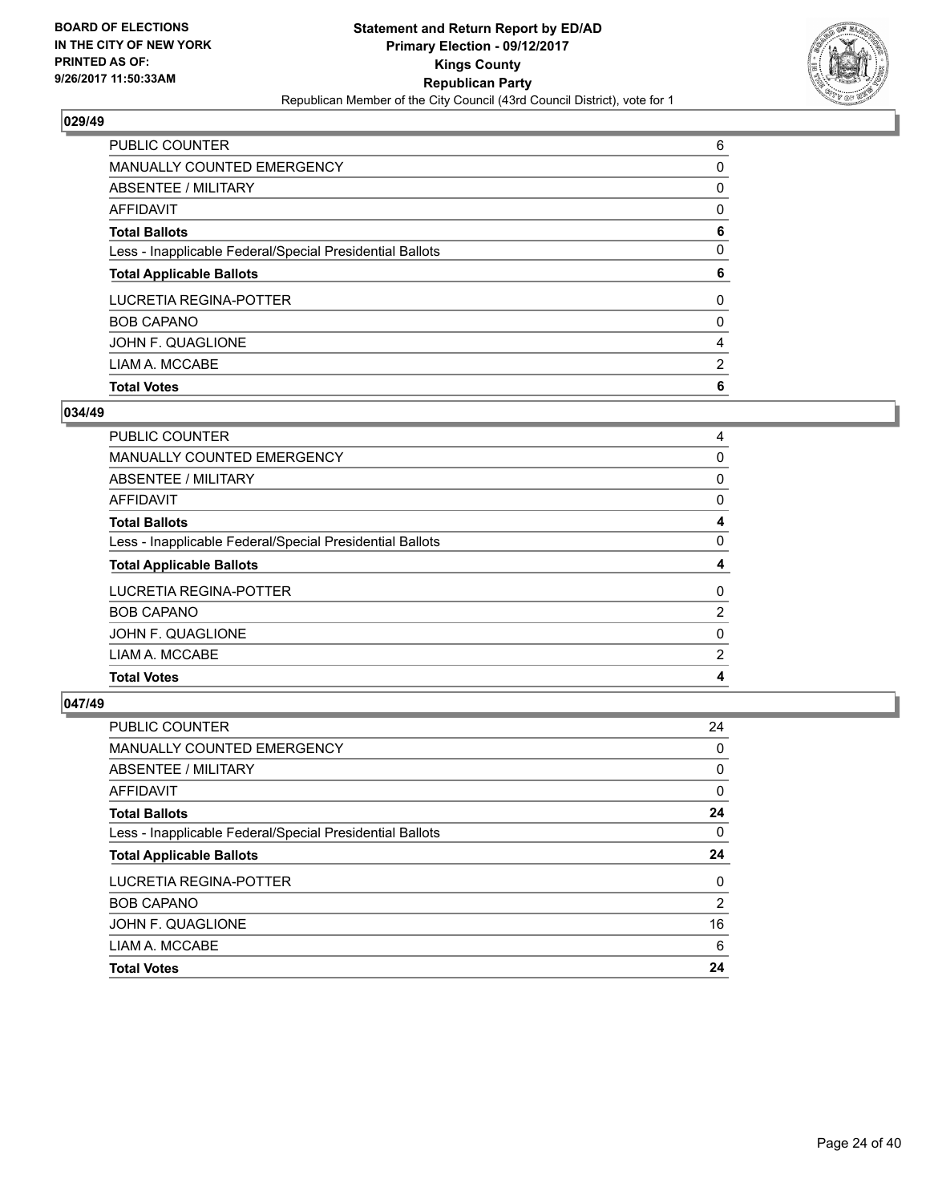BOARD OF ELECTIONS
IN THE CITY OF NEW YORK
PRINTED AS OF:
9/26/2017 11:50:33AM

**Statement and Return Report by ED/AD**
**Primary Election - 09/12/2017**
**Kings County**
**Republican Party**
Republican Member of the City Council (43rd Council District), vote for 1

### 029/49

| | |
|---|---|
| PUBLIC COUNTER | 6 |
| MANUALLY COUNTED EMERGENCY | 0 |
| ABSENTEE / MILITARY | 0 |
| AFFIDAVIT | 0 |
| **Total Ballots** | **6** |
| Less - Inapplicable Federal/Special Presidential Ballots | 0 |
| **Total Applicable Ballots** | **6** |
| LUCRETIA REGINA-POTTER | 0 |
| BOB CAPANO | 0 |
| JOHN F. QUAGLIONE | 4 |
| LIAM A. MCCABE | 2 |
| **Total Votes** | **6** |

### 034/49

| | |
|---|---|
| PUBLIC COUNTER | 4 |
| MANUALLY COUNTED EMERGENCY | 0 |
| ABSENTEE / MILITARY | 0 |
| AFFIDAVIT | 0 |
| **Total Ballots** | **4** |
| Less - Inapplicable Federal/Special Presidential Ballots | 0 |
| **Total Applicable Ballots** | **4** |
| LUCRETIA REGINA-POTTER | 0 |
| BOB CAPANO | 2 |
| JOHN F. QUAGLIONE | 0 |
| LIAM A. MCCABE | 2 |
| **Total Votes** | **4** |

### 047/49

| | |
|---|---|
| PUBLIC COUNTER | 24 |
| MANUALLY COUNTED EMERGENCY | 0 |
| ABSENTEE / MILITARY | 0 |
| AFFIDAVIT | 0 |
| **Total Ballots** | **24** |
| Less - Inapplicable Federal/Special Presidential Ballots | 0 |
| **Total Applicable Ballots** | **24** |
| LUCRETIA REGINA-POTTER | 0 |
| BOB CAPANO | 2 |
| JOHN F. QUAGLIONE | 16 |
| LIAM A. MCCABE | 6 |
| **Total Votes** | **24** |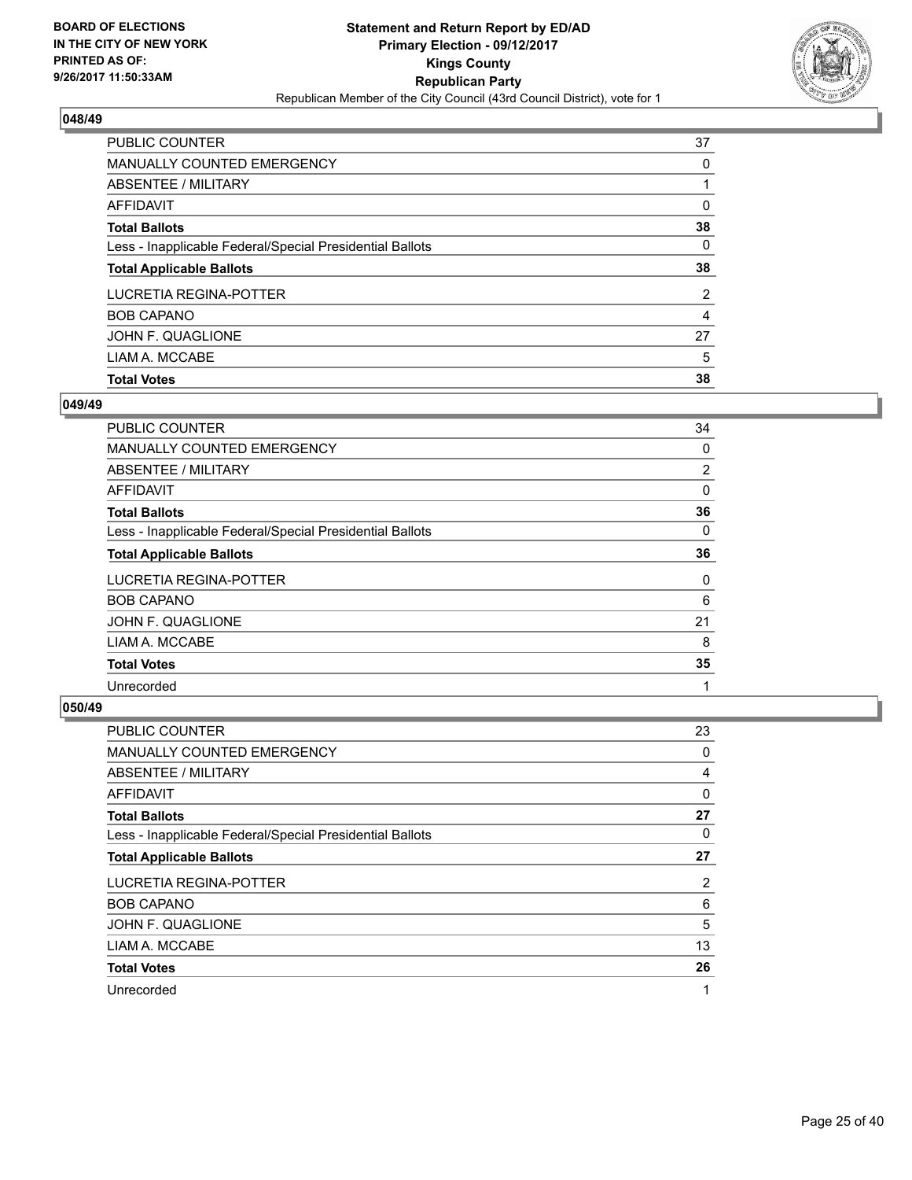BOARD OF ELECTIONS
IN THE CITY OF NEW YORK
PRINTED AS OF:
9/26/2017 11:50:33AM

**Statement and Return Report by ED/AD**
**Primary Election - 09/12/2017**
**Kings County**
**Republican Party**
Republican Member of the City Council (43rd Council District), vote for 1

### 048/49

| | |
|---|---|
| PUBLIC COUNTER | 37 |
| MANUALLY COUNTED EMERGENCY | 0 |
| ABSENTEE / MILITARY | 1 |
| AFFIDAVIT | 0 |
| **Total Ballots** | **38** |
| Less - Inapplicable Federal/Special Presidential Ballots | 0 |
| **Total Applicable Ballots** | **38** |
| LUCRETIA REGINA-POTTER | 2 |
| BOB CAPANO | 4 |
| JOHN F. QUAGLIONE | 27 |
| LIAM A. MCCABE | 5 |
| **Total Votes** | **38** |

### 049/49

| | |
|---|---|
| PUBLIC COUNTER | 34 |
| MANUALLY COUNTED EMERGENCY | 0 |
| ABSENTEE / MILITARY | 2 |
| AFFIDAVIT | 0 |
| **Total Ballots** | **36** |
| Less - Inapplicable Federal/Special Presidential Ballots | 0 |
| **Total Applicable Ballots** | **36** |
| LUCRETIA REGINA-POTTER | 0 |
| BOB CAPANO | 6 |
| JOHN F. QUAGLIONE | 21 |
| LIAM A. MCCABE | 8 |
| **Total Votes** | **35** |
| Unrecorded | 1 |

### 050/49

| | |
|---|---|
| PUBLIC COUNTER | 23 |
| MANUALLY COUNTED EMERGENCY | 0 |
| ABSENTEE / MILITARY | 4 |
| AFFIDAVIT | 0 |
| **Total Ballots** | **27** |
| Less - Inapplicable Federal/Special Presidential Ballots | 0 |
| **Total Applicable Ballots** | **27** |
| LUCRETIA REGINA-POTTER | 2 |
| BOB CAPANO | 6 |
| JOHN F. QUAGLIONE | 5 |
| LIAM A. MCCABE | 13 |
| **Total Votes** | **26** |
| Unrecorded | 1 |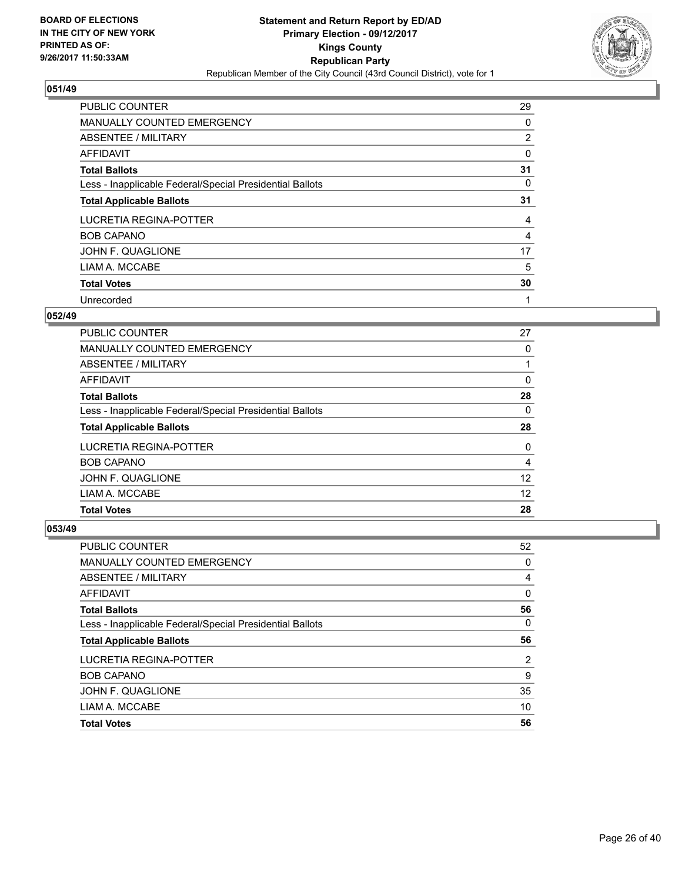**BOARD OF ELECTIONS IN THE CITY OF NEW YORK PRINTED AS OF: 9/26/2017 11:50:33AM**

**Statement and Return Report by ED/AD Primary Election - 09/12/2017 Kings County Republican Party**

Republican Member of the City Council (43rd Council District), vote for 1

## 051/49

| | |
|---|---|
| PUBLIC COUNTER | 29 |
| MANUALLY COUNTED EMERGENCY | 0 |
| ABSENTEE / MILITARY | 2 |
| AFFIDAVIT | 0 |
| **Total Ballots** | **31** |
| Less - Inapplicable Federal/Special Presidential Ballots | 0 |
| **Total Applicable Ballots** | **31** |
| LUCRETIA REGINA-POTTER | 4 |
| BOB CAPANO | 4 |
| JOHN F. QUAGLIONE | 17 |
| LIAM A. MCCABE | 5 |
| **Total Votes** | **30** |
| Unrecorded | 1 |

## 052/49

| | |
|---|---|
| PUBLIC COUNTER | 27 |
| MANUALLY COUNTED EMERGENCY | 0 |
| ABSENTEE / MILITARY | 1 |
| AFFIDAVIT | 0 |
| **Total Ballots** | **28** |
| Less - Inapplicable Federal/Special Presidential Ballots | 0 |
| **Total Applicable Ballots** | **28** |
| LUCRETIA REGINA-POTTER | 0 |
| BOB CAPANO | 4 |
| JOHN F. QUAGLIONE | 12 |
| LIAM A. MCCABE | 12 |
| **Total Votes** | **28** |

## 053/49

| | |
|---|---|
| PUBLIC COUNTER | 52 |
| MANUALLY COUNTED EMERGENCY | 0 |
| ABSENTEE / MILITARY | 4 |
| AFFIDAVIT | 0 |
| **Total Ballots** | **56** |
| Less - Inapplicable Federal/Special Presidential Ballots | 0 |
| **Total Applicable Ballots** | **56** |
| LUCRETIA REGINA-POTTER | 2 |
| BOB CAPANO | 9 |
| JOHN F. QUAGLIONE | 35 |
| LIAM A. MCCABE | 10 |
| **Total Votes** | **56** |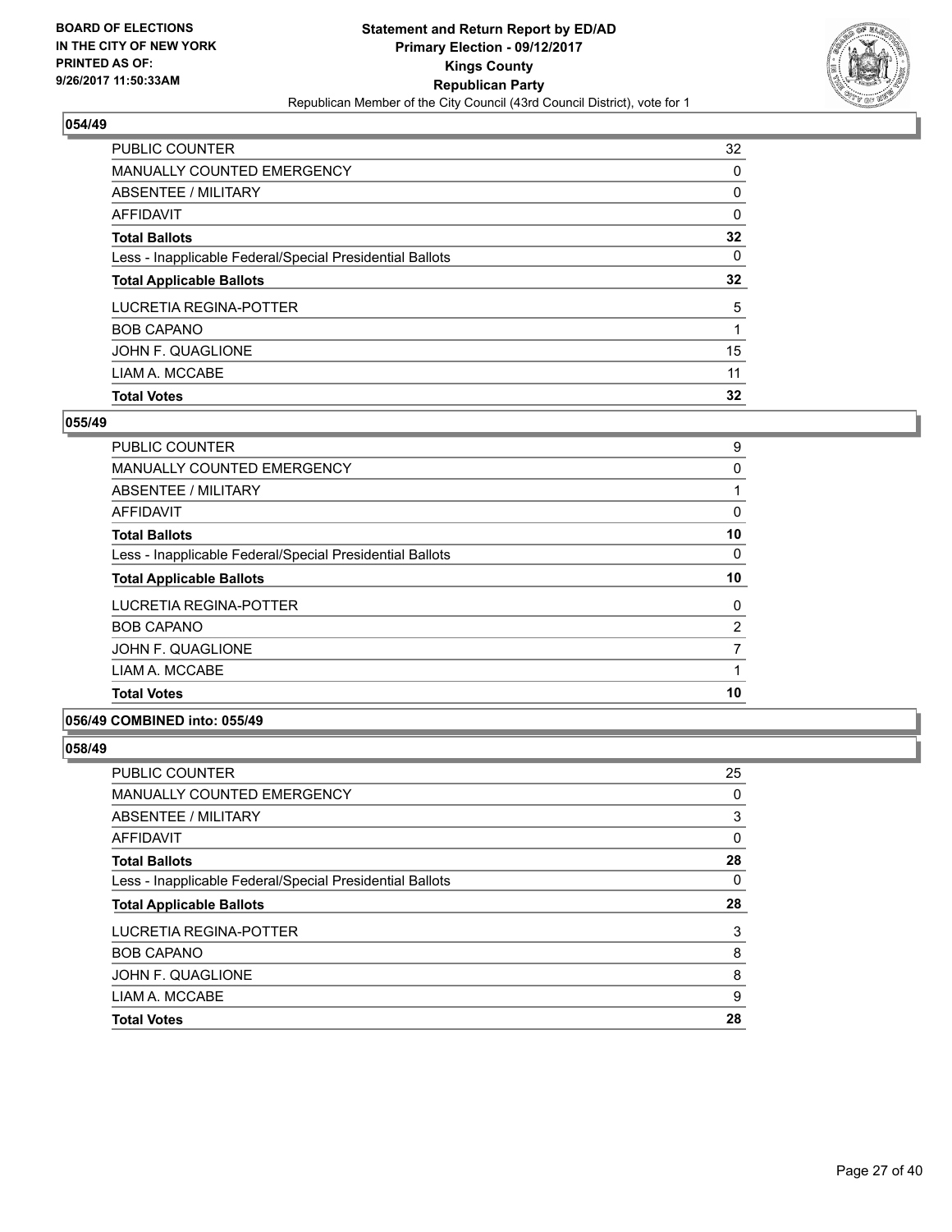**BOARD OF ELECTIONS IN THE CITY OF NEW YORK PRINTED AS OF: 9/26/2017 11:50:33AM**

**Statement and Return Report by ED/AD Primary Election - 09/12/2017 Kings County Republican Party**

Republican Member of the City Council (43rd Council District), vote for 1

### 054/49

| | |
|---|---|
| PUBLIC COUNTER | 32 |
| MANUALLY COUNTED EMERGENCY | 0 |
| ABSENTEE / MILITARY | 0 |
| AFFIDAVIT | 0 |
| **Total Ballots** | **32** |
| Less - Inapplicable Federal/Special Presidential Ballots | 0 |
| **Total Applicable Ballots** | **32** |
| LUCRETIA REGINA-POTTER | 5 |
| BOB CAPANO | 1 |
| JOHN F. QUAGLIONE | 15 |
| LIAM A. MCCABE | 11 |
| **Total Votes** | **32** |

### 055/49

| | |
|---|---|
| PUBLIC COUNTER | 9 |
| MANUALLY COUNTED EMERGENCY | 0 |
| ABSENTEE / MILITARY | 1 |
| AFFIDAVIT | 0 |
| **Total Ballots** | **10** |
| Less - Inapplicable Federal/Special Presidential Ballots | 0 |
| **Total Applicable Ballots** | **10** |
| LUCRETIA REGINA-POTTER | 0 |
| BOB CAPANO | 2 |
| JOHN F. QUAGLIONE | 7 |
| LIAM A. MCCABE | 1 |
| **Total Votes** | **10** |

### 056/49 COMBINED into: 055/49

### 058/49

| | |
|---|---|
| PUBLIC COUNTER | 25 |
| MANUALLY COUNTED EMERGENCY | 0 |
| ABSENTEE / MILITARY | 3 |
| AFFIDAVIT | 0 |
| **Total Ballots** | **28** |
| Less - Inapplicable Federal/Special Presidential Ballots | 0 |
| **Total Applicable Ballots** | **28** |
| LUCRETIA REGINA-POTTER | 3 |
| BOB CAPANO | 8 |
| JOHN F. QUAGLIONE | 8 |
| LIAM A. MCCABE | 9 |
| **Total Votes** | **28** |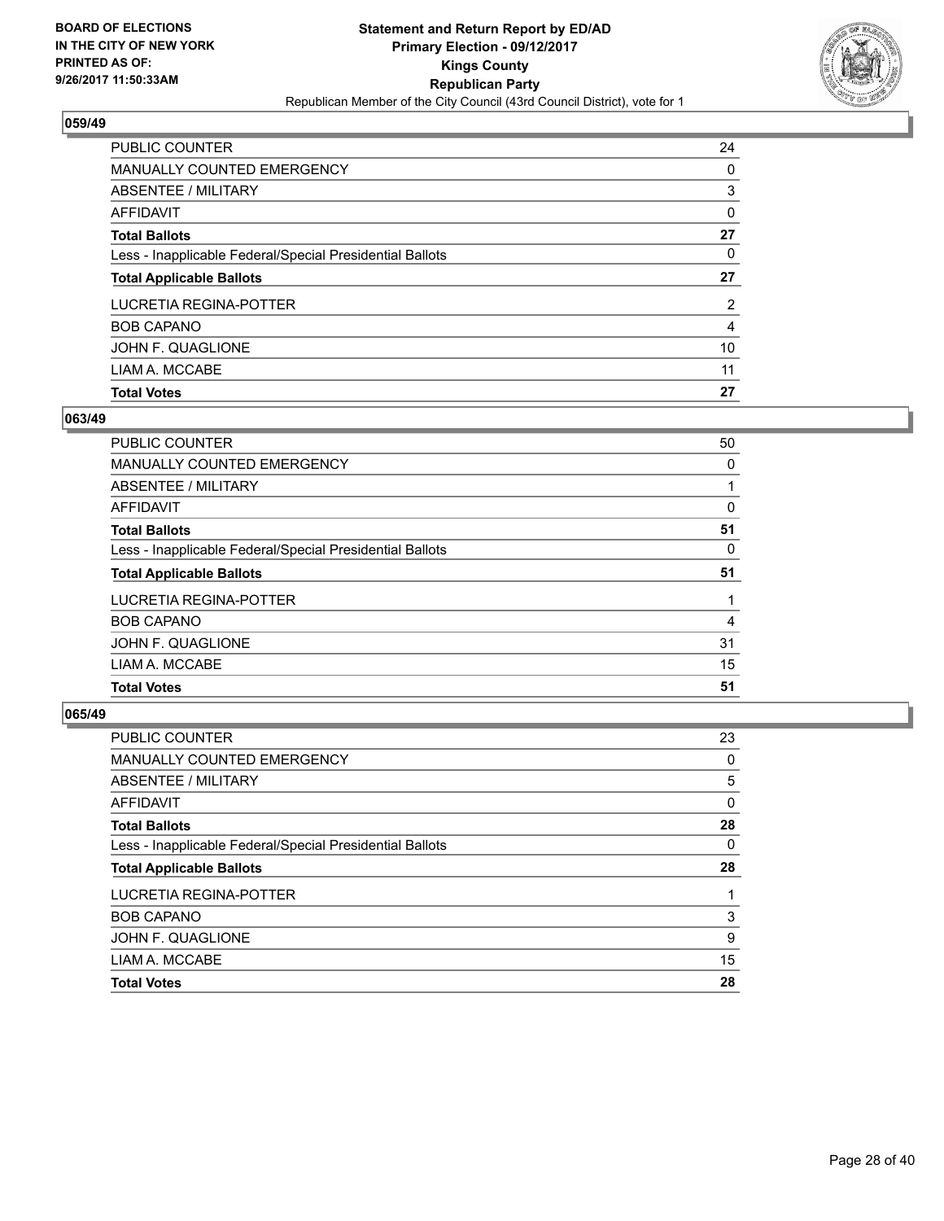BOARD OF ELECTIONS
IN THE CITY OF NEW YORK
PRINTED AS OF:
9/26/2017 11:50:33AM

**Statement and Return Report by ED/AD**
**Primary Election - 09/12/2017**
**Kings County**
**Republican Party**
Republican Member of the City Council (43rd Council District), vote for 1

### 059/49

| | |
|---|---|
| PUBLIC COUNTER | 24 |
| MANUALLY COUNTED EMERGENCY | 0 |
| ABSENTEE / MILITARY | 3 |
| AFFIDAVIT | 0 |
| **Total Ballots** | **27** |
| Less - Inapplicable Federal/Special Presidential Ballots | 0 |
| **Total Applicable Ballots** | **27** |
| LUCRETIA REGINA-POTTER | 2 |
| BOB CAPANO | 4 |
| JOHN F. QUAGLIONE | 10 |
| LIAM A. MCCABE | 11 |
| **Total Votes** | **27** |

### 063/49

| | |
|---|---|
| PUBLIC COUNTER | 50 |
| MANUALLY COUNTED EMERGENCY | 0 |
| ABSENTEE / MILITARY | 1 |
| AFFIDAVIT | 0 |
| **Total Ballots** | **51** |
| Less - Inapplicable Federal/Special Presidential Ballots | 0 |
| **Total Applicable Ballots** | **51** |
| LUCRETIA REGINA-POTTER | 1 |
| BOB CAPANO | 4 |
| JOHN F. QUAGLIONE | 31 |
| LIAM A. MCCABE | 15 |
| **Total Votes** | **51** |

### 065/49

| | |
|---|---|
| PUBLIC COUNTER | 23 |
| MANUALLY COUNTED EMERGENCY | 0 |
| ABSENTEE / MILITARY | 5 |
| AFFIDAVIT | 0 |
| **Total Ballots** | **28** |
| Less - Inapplicable Federal/Special Presidential Ballots | 0 |
| **Total Applicable Ballots** | **28** |
| LUCRETIA REGINA-POTTER | 1 |
| BOB CAPANO | 3 |
| JOHN F. QUAGLIONE | 9 |
| LIAM A. MCCABE | 15 |
| **Total Votes** | **28** |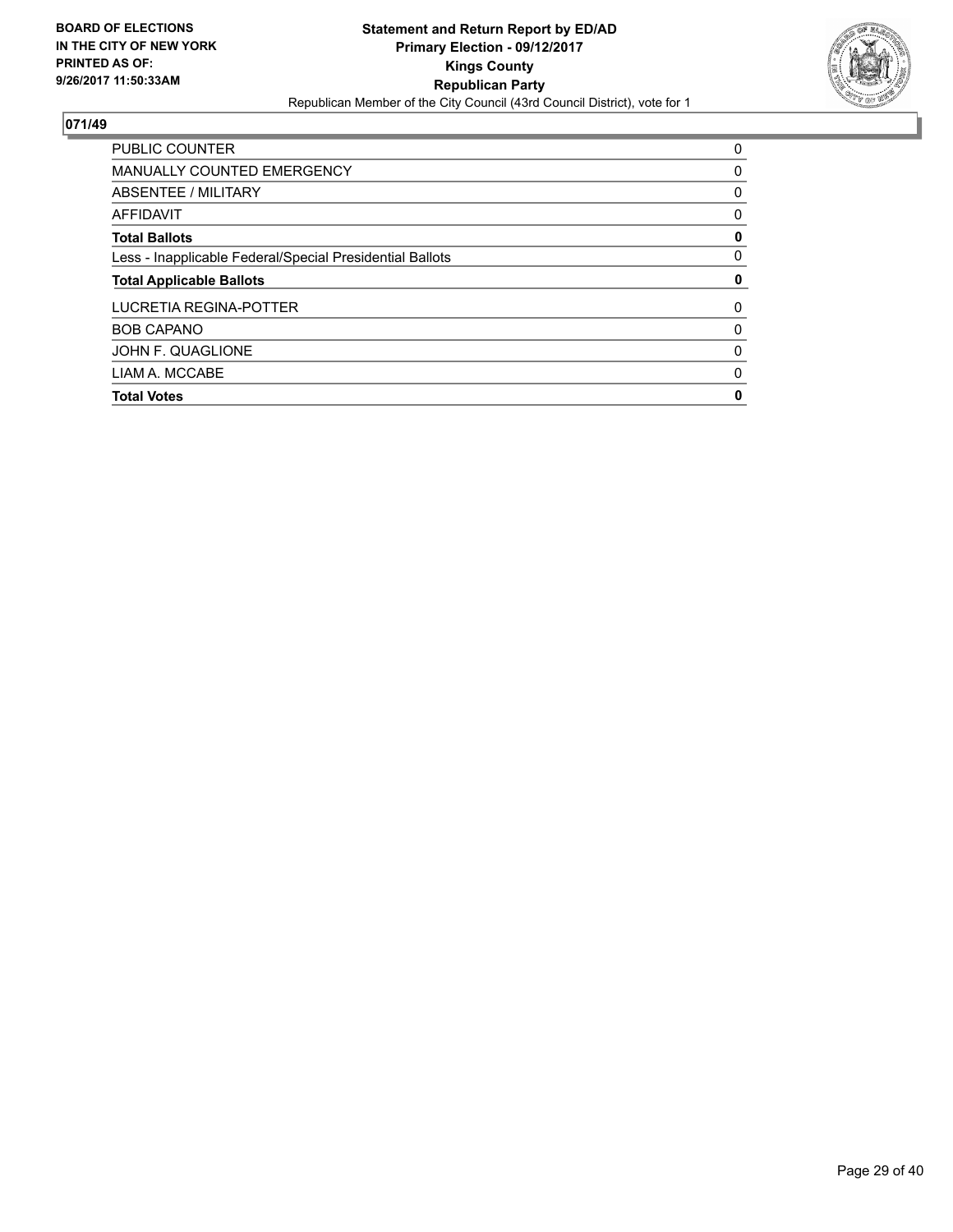**BOARD OF ELECTIONS IN THE CITY OF NEW YORK PRINTED AS OF: 9/26/2017 11:50:33AM**

**Statement and Return Report by ED/AD**
**Primary Election - 09/12/2017**
**Kings County**
**Republican Party**
Republican Member of the City Council (43rd Council District), vote for 1

## 071/49

| | |
|---|---|
| PUBLIC COUNTER | 0 |
| MANUALLY COUNTED EMERGENCY | 0 |
| ABSENTEE / MILITARY | 0 |
| AFFIDAVIT | 0 |
| **Total Ballots** | **0** |
| Less - Inapplicable Federal/Special Presidential Ballots | 0 |
| **Total Applicable Ballots** | **0** |
| LUCRETIA REGINA-POTTER | 0 |
| BOB CAPANO | 0 |
| JOHN F. QUAGLIONE | 0 |
| LIAM A. MCCABE | 0 |
| **Total Votes** | **0** |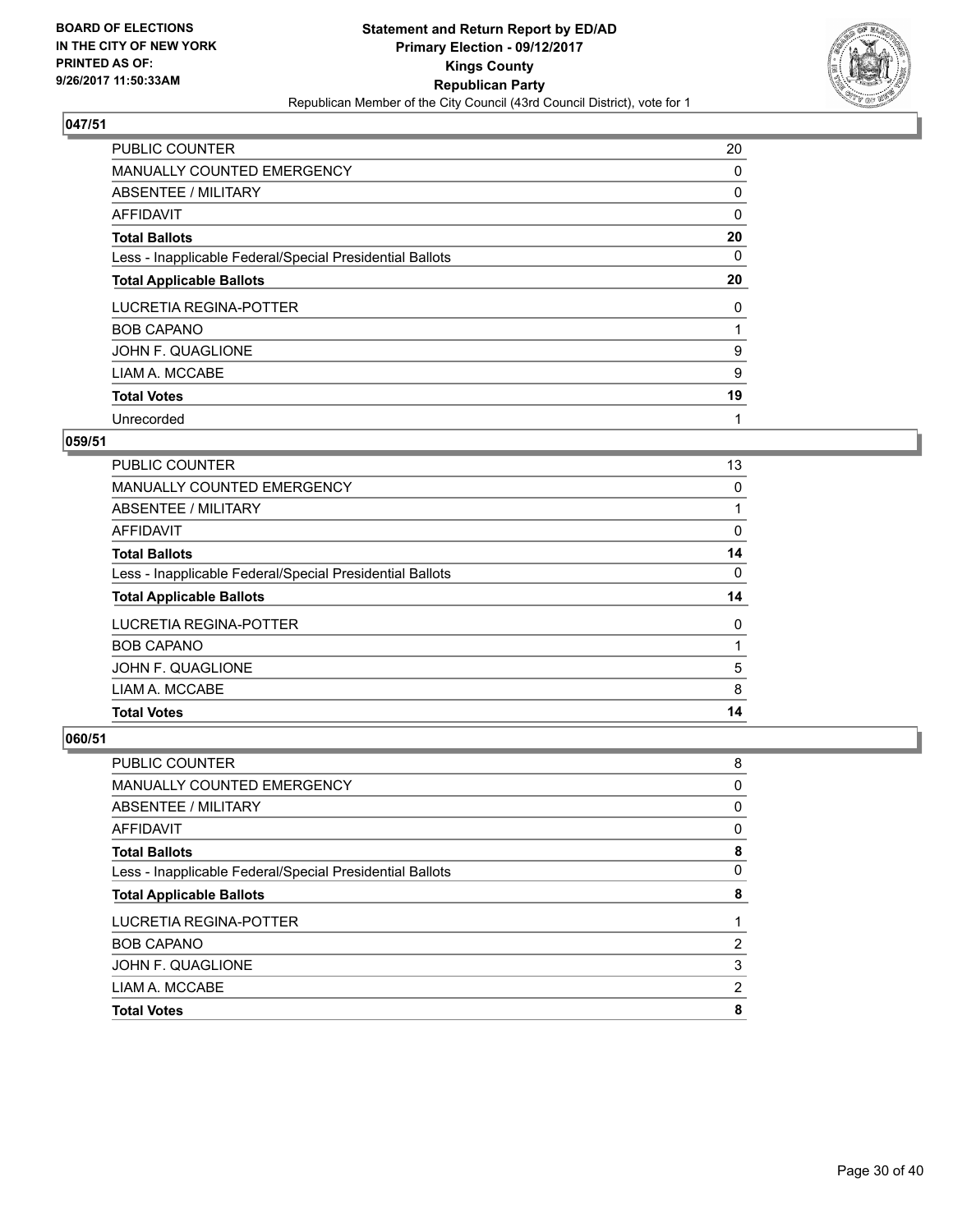**BOARD OF ELECTIONS IN THE CITY OF NEW YORK PRINTED AS OF: 9/26/2017 11:50:33AM**

**Statement and Return Report by ED/AD Primary Election - 09/12/2017 Kings County Republican Party**

Republican Member of the City Council (43rd Council District), vote for 1

## 047/51

| | |
|---|---|
| PUBLIC COUNTER | 20 |
| MANUALLY COUNTED EMERGENCY | 0 |
| ABSENTEE / MILITARY | 0 |
| AFFIDAVIT | 0 |
| **Total Ballots** | **20** |
| Less - Inapplicable Federal/Special Presidential Ballots | 0 |
| **Total Applicable Ballots** | **20** |
| LUCRETIA REGINA-POTTER | 0 |
| BOB CAPANO | 1 |
| JOHN F. QUAGLIONE | 9 |
| LIAM A. MCCABE | 9 |
| **Total Votes** | **19** |
| Unrecorded | 1 |

## 059/51

| | |
|---|---|
| PUBLIC COUNTER | 13 |
| MANUALLY COUNTED EMERGENCY | 0 |
| ABSENTEE / MILITARY | 1 |
| AFFIDAVIT | 0 |
| **Total Ballots** | **14** |
| Less - Inapplicable Federal/Special Presidential Ballots | 0 |
| **Total Applicable Ballots** | **14** |
| LUCRETIA REGINA-POTTER | 0 |
| BOB CAPANO | 1 |
| JOHN F. QUAGLIONE | 5 |
| LIAM A. MCCABE | 8 |
| **Total Votes** | **14** |

## 060/51

| | |
|---|---|
| PUBLIC COUNTER | 8 |
| MANUALLY COUNTED EMERGENCY | 0 |
| ABSENTEE / MILITARY | 0 |
| AFFIDAVIT | 0 |
| **Total Ballots** | **8** |
| Less - Inapplicable Federal/Special Presidential Ballots | 0 |
| **Total Applicable Ballots** | **8** |
| LUCRETIA REGINA-POTTER | 1 |
| BOB CAPANO | 2 |
| JOHN F. QUAGLIONE | 3 |
| LIAM A. MCCABE | 2 |
| **Total Votes** | **8** |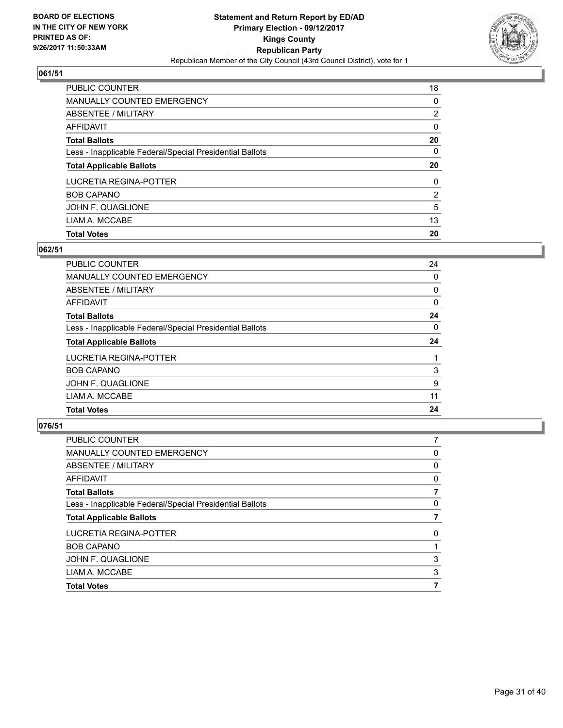**BOARD OF ELECTIONS IN THE CITY OF NEW YORK PRINTED AS OF: 9/26/2017 11:50:33AM**

**Statement and Return Report by ED/AD**
**Primary Election - 09/12/2017**
**Kings County**
**Republican Party**
Republican Member of the City Council (43rd Council District), vote for 1

### 061/51

| | |
|---|---|
| PUBLIC COUNTER | 18 |
| MANUALLY COUNTED EMERGENCY | 0 |
| ABSENTEE / MILITARY | 2 |
| AFFIDAVIT | 0 |
| **Total Ballots** | **20** |
| Less - Inapplicable Federal/Special Presidential Ballots | 0 |
| **Total Applicable Ballots** | **20** |
| LUCRETIA REGINA-POTTER | 0 |
| BOB CAPANO | 2 |
| JOHN F. QUAGLIONE | 5 |
| LIAM A. MCCABE | 13 |
| **Total Votes** | **20** |

### 062/51

| | |
|---|---|
| PUBLIC COUNTER | 24 |
| MANUALLY COUNTED EMERGENCY | 0 |
| ABSENTEE / MILITARY | 0 |
| AFFIDAVIT | 0 |
| **Total Ballots** | **24** |
| Less - Inapplicable Federal/Special Presidential Ballots | 0 |
| **Total Applicable Ballots** | **24** |
| LUCRETIA REGINA-POTTER | 1 |
| BOB CAPANO | 3 |
| JOHN F. QUAGLIONE | 9 |
| LIAM A. MCCABE | 11 |
| **Total Votes** | **24** |

### 076/51

| | |
|---|---|
| PUBLIC COUNTER | 7 |
| MANUALLY COUNTED EMERGENCY | 0 |
| ABSENTEE / MILITARY | 0 |
| AFFIDAVIT | 0 |
| **Total Ballots** | **7** |
| Less - Inapplicable Federal/Special Presidential Ballots | 0 |
| **Total Applicable Ballots** | **7** |
| LUCRETIA REGINA-POTTER | 0 |
| BOB CAPANO | 1 |
| JOHN F. QUAGLIONE | 3 |
| LIAM A. MCCABE | 3 |
| **Total Votes** | **7** |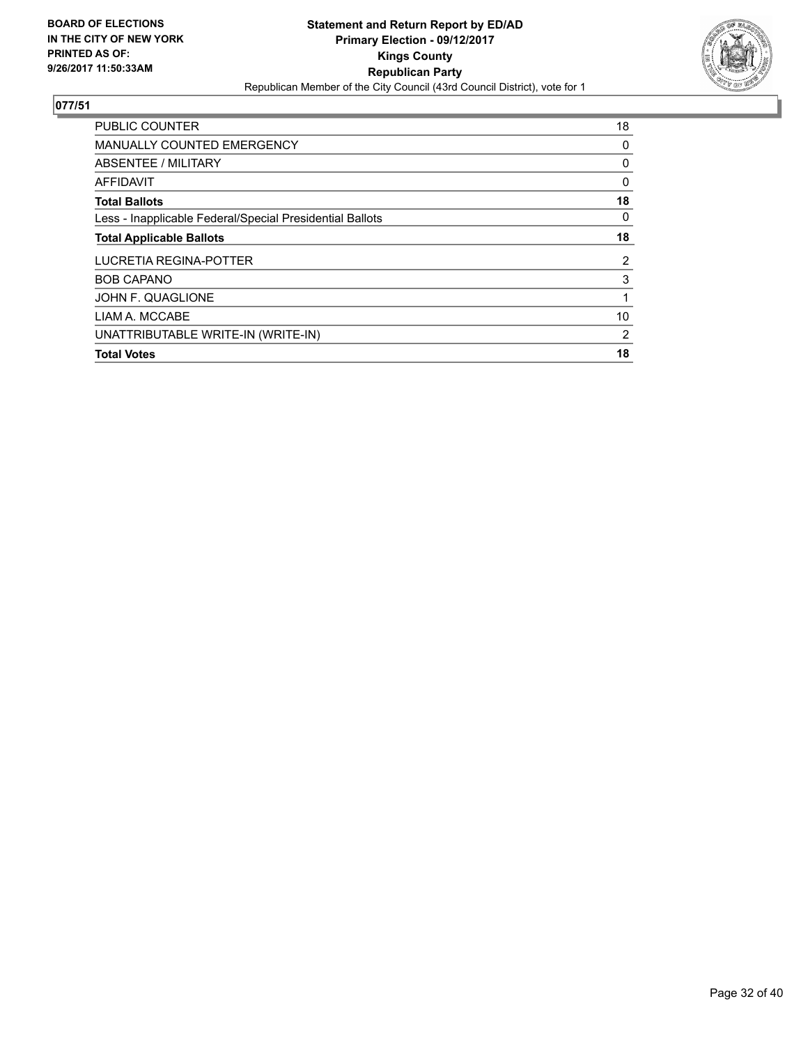**BOARD OF ELECTIONS IN THE CITY OF NEW YORK PRINTED AS OF: 9/26/2017 11:50:33AM**

**Statement and Return Report by ED/AD**
**Primary Election - 09/12/2017**
**Kings County**
**Republican Party**
Republican Member of the City Council (43rd Council District), vote for 1

**077/51**

| | |
|---|---|
| PUBLIC COUNTER | 18 |
| MANUALLY COUNTED EMERGENCY | 0 |
| ABSENTEE / MILITARY | 0 |
| AFFIDAVIT | 0 |
| **Total Ballots** | **18** |
| Less - Inapplicable Federal/Special Presidential Ballots | 0 |
| **Total Applicable Ballots** | **18** |
| LUCRETIA REGINA-POTTER | 2 |
| BOB CAPANO | 3 |
| JOHN F. QUAGLIONE | 1 |
| LIAM A. MCCABE | 10 |
| UNATTRIBUTABLE WRITE-IN (WRITE-IN) | 2 |
| **Total Votes** | **18** |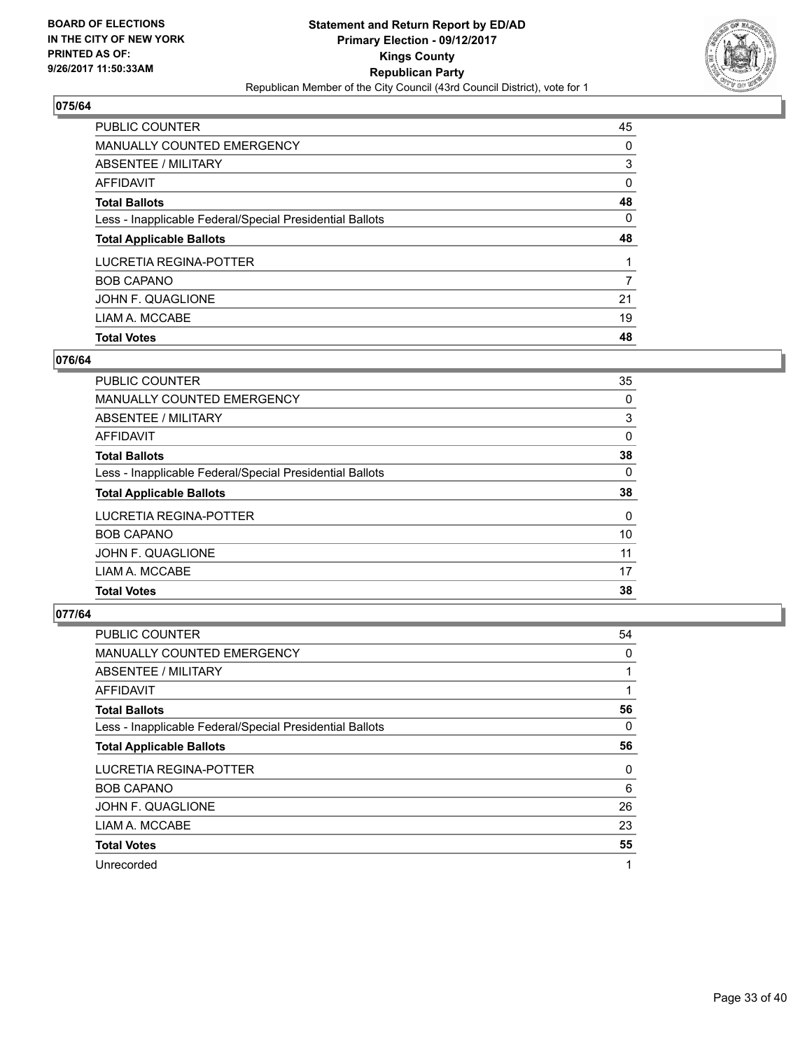BOARD OF ELECTIONS
IN THE CITY OF NEW YORK
PRINTED AS OF:
9/26/2017 11:50:33AM

**Statement and Return Report by ED/AD**
**Primary Election - 09/12/2017**
**Kings County**
**Republican Party**
Republican Member of the City Council (43rd Council District), vote for 1

### 075/64

| | |
|---|---|
| PUBLIC COUNTER | 45 |
| MANUALLY COUNTED EMERGENCY | 0 |
| ABSENTEE / MILITARY | 3 |
| AFFIDAVIT | 0 |
| **Total Ballots** | **48** |
| Less - Inapplicable Federal/Special Presidential Ballots | 0 |
| **Total Applicable Ballots** | **48** |
| LUCRETIA REGINA-POTTER | 1 |
| BOB CAPANO | 7 |
| JOHN F. QUAGLIONE | 21 |
| LIAM A. MCCABE | 19 |
| **Total Votes** | **48** |

### 076/64

| | |
|---|---|
| PUBLIC COUNTER | 35 |
| MANUALLY COUNTED EMERGENCY | 0 |
| ABSENTEE / MILITARY | 3 |
| AFFIDAVIT | 0 |
| **Total Ballots** | **38** |
| Less - Inapplicable Federal/Special Presidential Ballots | 0 |
| **Total Applicable Ballots** | **38** |
| LUCRETIA REGINA-POTTER | 0 |
| BOB CAPANO | 10 |
| JOHN F. QUAGLIONE | 11 |
| LIAM A. MCCABE | 17 |
| **Total Votes** | **38** |

### 077/64

| | |
|---|---|
| PUBLIC COUNTER | 54 |
| MANUALLY COUNTED EMERGENCY | 0 |
| ABSENTEE / MILITARY | 1 |
| AFFIDAVIT | 1 |
| **Total Ballots** | **56** |
| Less - Inapplicable Federal/Special Presidential Ballots | 0 |
| **Total Applicable Ballots** | **56** |
| LUCRETIA REGINA-POTTER | 0 |
| BOB CAPANO | 6 |
| JOHN F. QUAGLIONE | 26 |
| LIAM A. MCCABE | 23 |
| **Total Votes** | **55** |
| Unrecorded | 1 |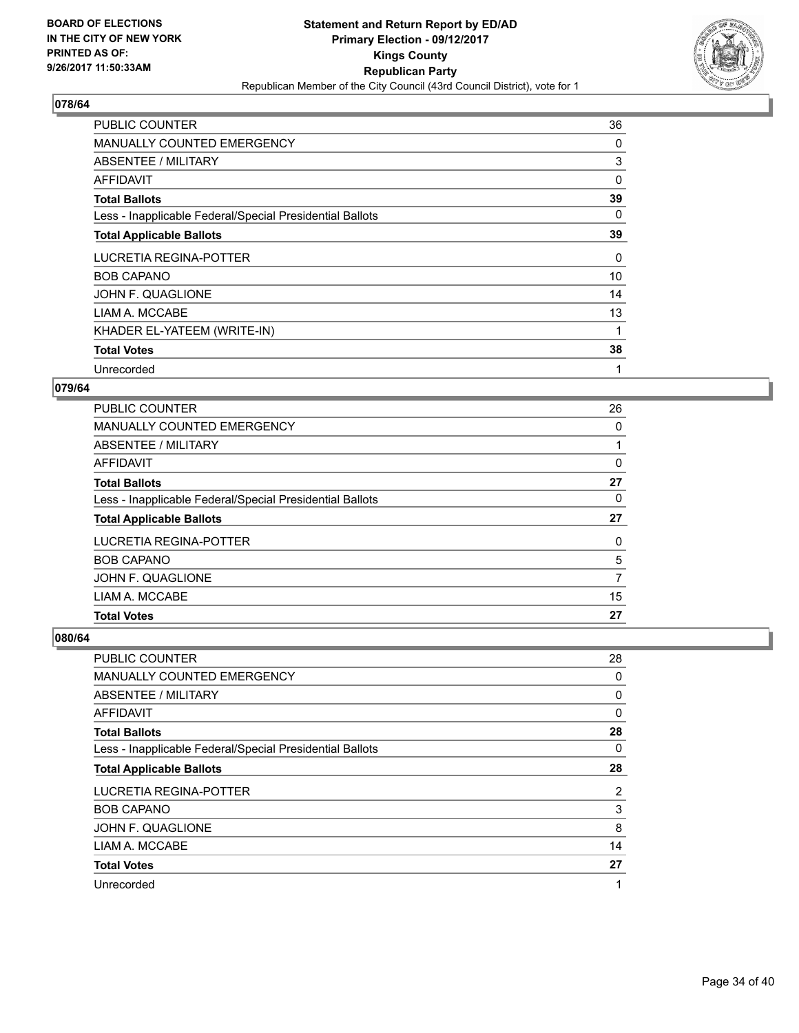BOARD OF ELECTIONS
IN THE CITY OF NEW YORK
PRINTED AS OF:
9/26/2017 11:50:33AM

**Statement and Return Report by ED/AD**
**Primary Election - 09/12/2017**
**Kings County**
**Republican Party**
Republican Member of the City Council (43rd Council District), vote for 1

## 078/64

| | |
|---|---|
| PUBLIC COUNTER | 36 |
| MANUALLY COUNTED EMERGENCY | 0 |
| ABSENTEE / MILITARY | 3 |
| AFFIDAVIT | 0 |
| **Total Ballots** | **39** |
| Less - Inapplicable Federal/Special Presidential Ballots | 0 |
| **Total Applicable Ballots** | **39** |
| LUCRETIA REGINA-POTTER | 0 |
| BOB CAPANO | 10 |
| JOHN F. QUAGLIONE | 14 |
| LIAM A. MCCABE | 13 |
| KHADER EL-YATEEM (WRITE-IN) | 1 |
| **Total Votes** | **38** |
| Unrecorded | 1 |

## 079/64

| | |
|---|---|
| PUBLIC COUNTER | 26 |
| MANUALLY COUNTED EMERGENCY | 0 |
| ABSENTEE / MILITARY | 1 |
| AFFIDAVIT | 0 |
| **Total Ballots** | **27** |
| Less - Inapplicable Federal/Special Presidential Ballots | 0 |
| **Total Applicable Ballots** | **27** |
| LUCRETIA REGINA-POTTER | 0 |
| BOB CAPANO | 5 |
| JOHN F. QUAGLIONE | 7 |
| LIAM A. MCCABE | 15 |
| **Total Votes** | **27** |

## 080/64

| | |
|---|---|
| PUBLIC COUNTER | 28 |
| MANUALLY COUNTED EMERGENCY | 0 |
| ABSENTEE / MILITARY | 0 |
| AFFIDAVIT | 0 |
| **Total Ballots** | **28** |
| Less - Inapplicable Federal/Special Presidential Ballots | 0 |
| **Total Applicable Ballots** | **28** |
| LUCRETIA REGINA-POTTER | 2 |
| BOB CAPANO | 3 |
| JOHN F. QUAGLIONE | 8 |
| LIAM A. MCCABE | 14 |
| **Total Votes** | **27** |
| Unrecorded | 1 |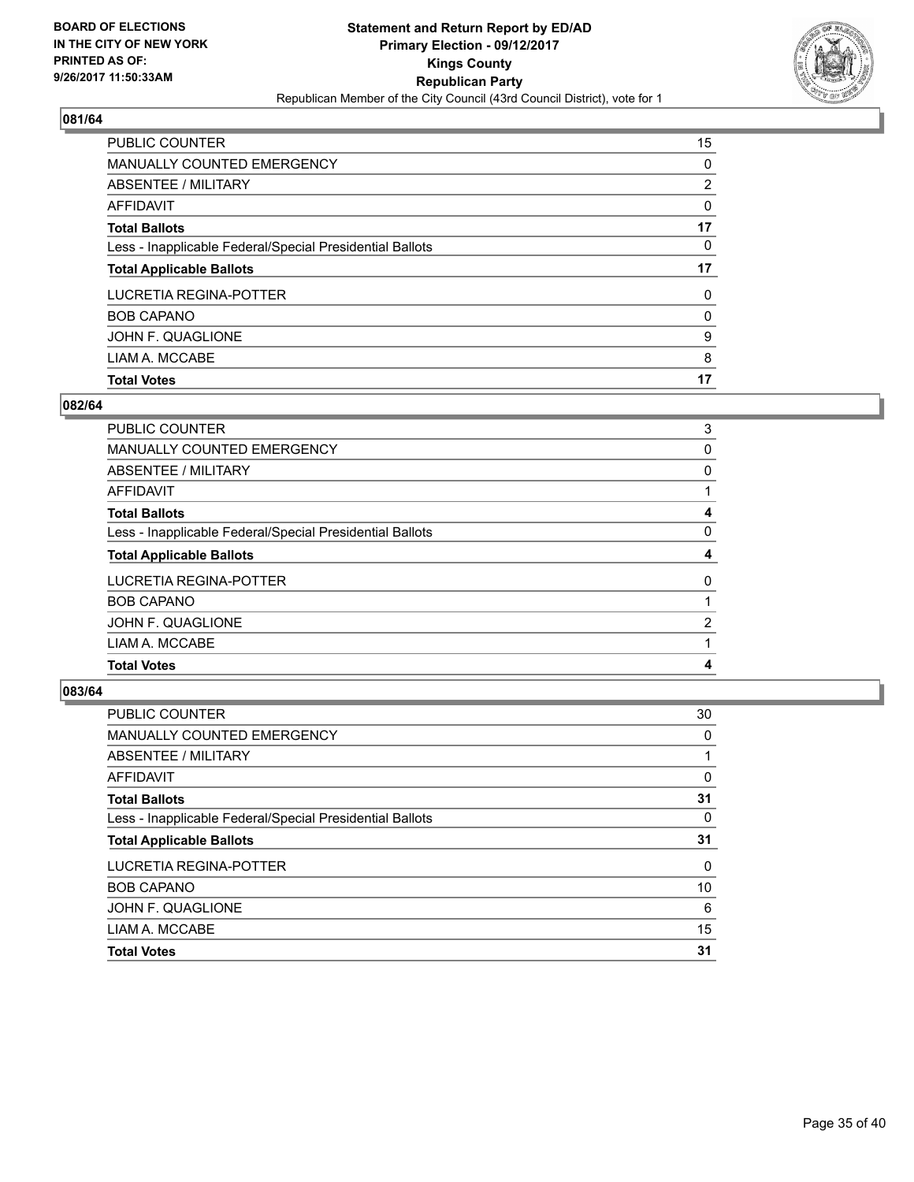BOARD OF ELECTIONS
IN THE CITY OF NEW YORK
PRINTED AS OF:
9/26/2017 11:50:33AM

**Statement and Return Report by ED/AD**
**Primary Election - 09/12/2017**
**Kings County**
**Republican Party**
Republican Member of the City Council (43rd Council District), vote for 1

### 081/64

| | |
|---|---|
| PUBLIC COUNTER | 15 |
| MANUALLY COUNTED EMERGENCY | 0 |
| ABSENTEE / MILITARY | 2 |
| AFFIDAVIT | 0 |
| **Total Ballots** | **17** |
| Less - Inapplicable Federal/Special Presidential Ballots | 0 |
| **Total Applicable Ballots** | **17** |
| LUCRETIA REGINA-POTTER | 0 |
| BOB CAPANO | 0 |
| JOHN F. QUAGLIONE | 9 |
| LIAM A. MCCABE | 8 |
| **Total Votes** | **17** |

### 082/64

| | |
|---|---|
| PUBLIC COUNTER | 3 |
| MANUALLY COUNTED EMERGENCY | 0 |
| ABSENTEE / MILITARY | 0 |
| AFFIDAVIT | 1 |
| **Total Ballots** | **4** |
| Less - Inapplicable Federal/Special Presidential Ballots | 0 |
| **Total Applicable Ballots** | **4** |
| LUCRETIA REGINA-POTTER | 0 |
| BOB CAPANO | 1 |
| JOHN F. QUAGLIONE | 2 |
| LIAM A. MCCABE | 1 |
| **Total Votes** | **4** |

### 083/64

| | |
|---|---|
| PUBLIC COUNTER | 30 |
| MANUALLY COUNTED EMERGENCY | 0 |
| ABSENTEE / MILITARY | 1 |
| AFFIDAVIT | 0 |
| **Total Ballots** | **31** |
| Less - Inapplicable Federal/Special Presidential Ballots | 0 |
| **Total Applicable Ballots** | **31** |
| LUCRETIA REGINA-POTTER | 0 |
| BOB CAPANO | 10 |
| JOHN F. QUAGLIONE | 6 |
| LIAM A. MCCABE | 15 |
| **Total Votes** | **31** |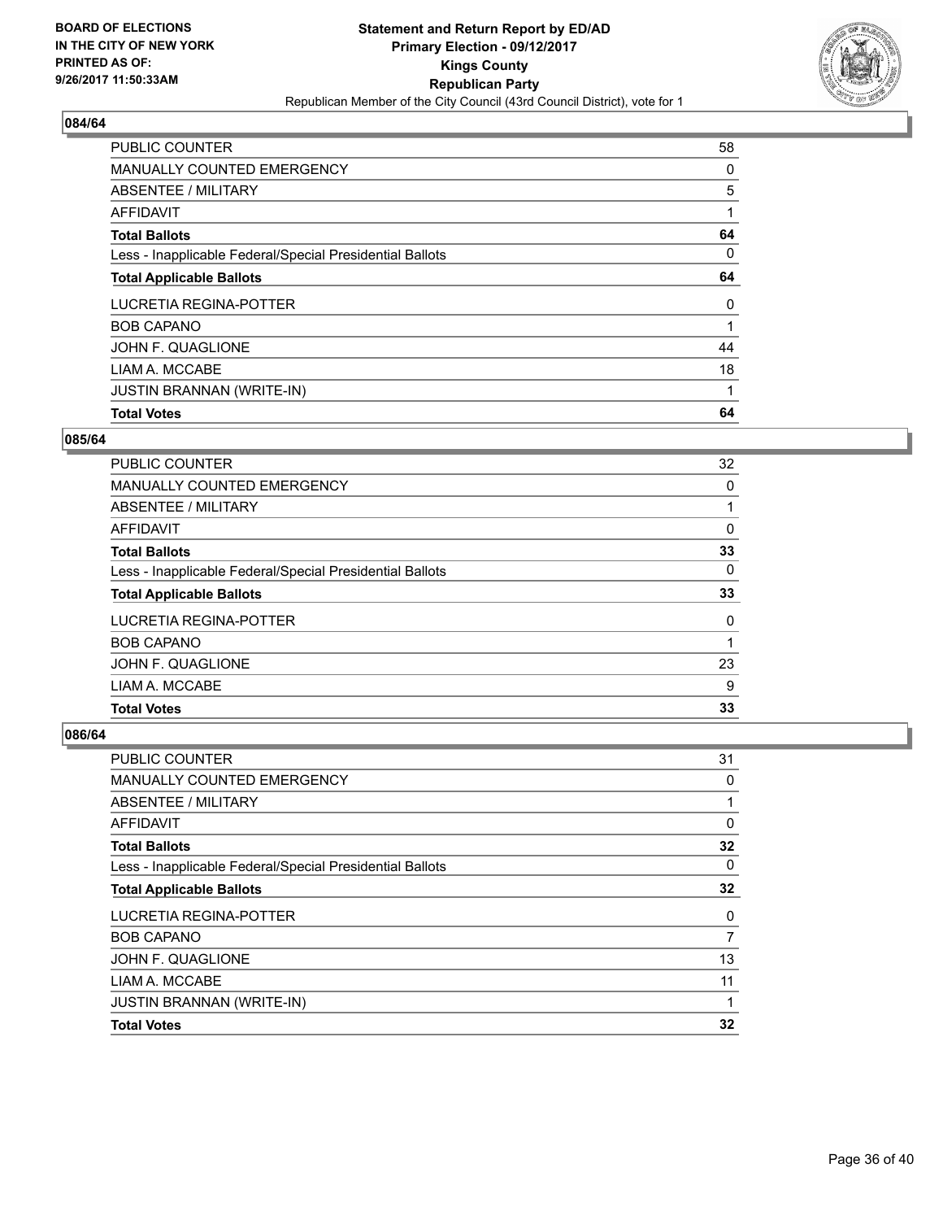**BOARD OF ELECTIONS IN THE CITY OF NEW YORK PRINTED AS OF: 9/26/2017 11:50:33AM**

**Statement and Return Report by ED/AD Primary Election - 09/12/2017 Kings County Republican Party**

Republican Member of the City Council (43rd Council District), vote for 1

### 084/64

| | |
|---|---|
| PUBLIC COUNTER | 58 |
| MANUALLY COUNTED EMERGENCY | 0 |
| ABSENTEE / MILITARY | 5 |
| AFFIDAVIT | 1 |
| **Total Ballots** | **64** |
| Less - Inapplicable Federal/Special Presidential Ballots | 0 |
| **Total Applicable Ballots** | **64** |
| LUCRETIA REGINA-POTTER | 0 |
| BOB CAPANO | 1 |
| JOHN F. QUAGLIONE | 44 |
| LIAM A. MCCABE | 18 |
| JUSTIN BRANNAN (WRITE-IN) | 1 |
| **Total Votes** | **64** |

### 085/64

| | |
|---|---|
| PUBLIC COUNTER | 32 |
| MANUALLY COUNTED EMERGENCY | 0 |
| ABSENTEE / MILITARY | 1 |
| AFFIDAVIT | 0 |
| **Total Ballots** | **33** |
| Less - Inapplicable Federal/Special Presidential Ballots | 0 |
| **Total Applicable Ballots** | **33** |
| LUCRETIA REGINA-POTTER | 0 |
| BOB CAPANO | 1 |
| JOHN F. QUAGLIONE | 23 |
| LIAM A. MCCABE | 9 |
| **Total Votes** | **33** |

### 086/64

| | |
|---|---|
| PUBLIC COUNTER | 31 |
| MANUALLY COUNTED EMERGENCY | 0 |
| ABSENTEE / MILITARY | 1 |
| AFFIDAVIT | 0 |
| **Total Ballots** | **32** |
| Less - Inapplicable Federal/Special Presidential Ballots | 0 |
| **Total Applicable Ballots** | **32** |
| LUCRETIA REGINA-POTTER | 0 |
| BOB CAPANO | 7 |
| JOHN F. QUAGLIONE | 13 |
| LIAM A. MCCABE | 11 |
| JUSTIN BRANNAN (WRITE-IN) | 1 |
| **Total Votes** | **32** |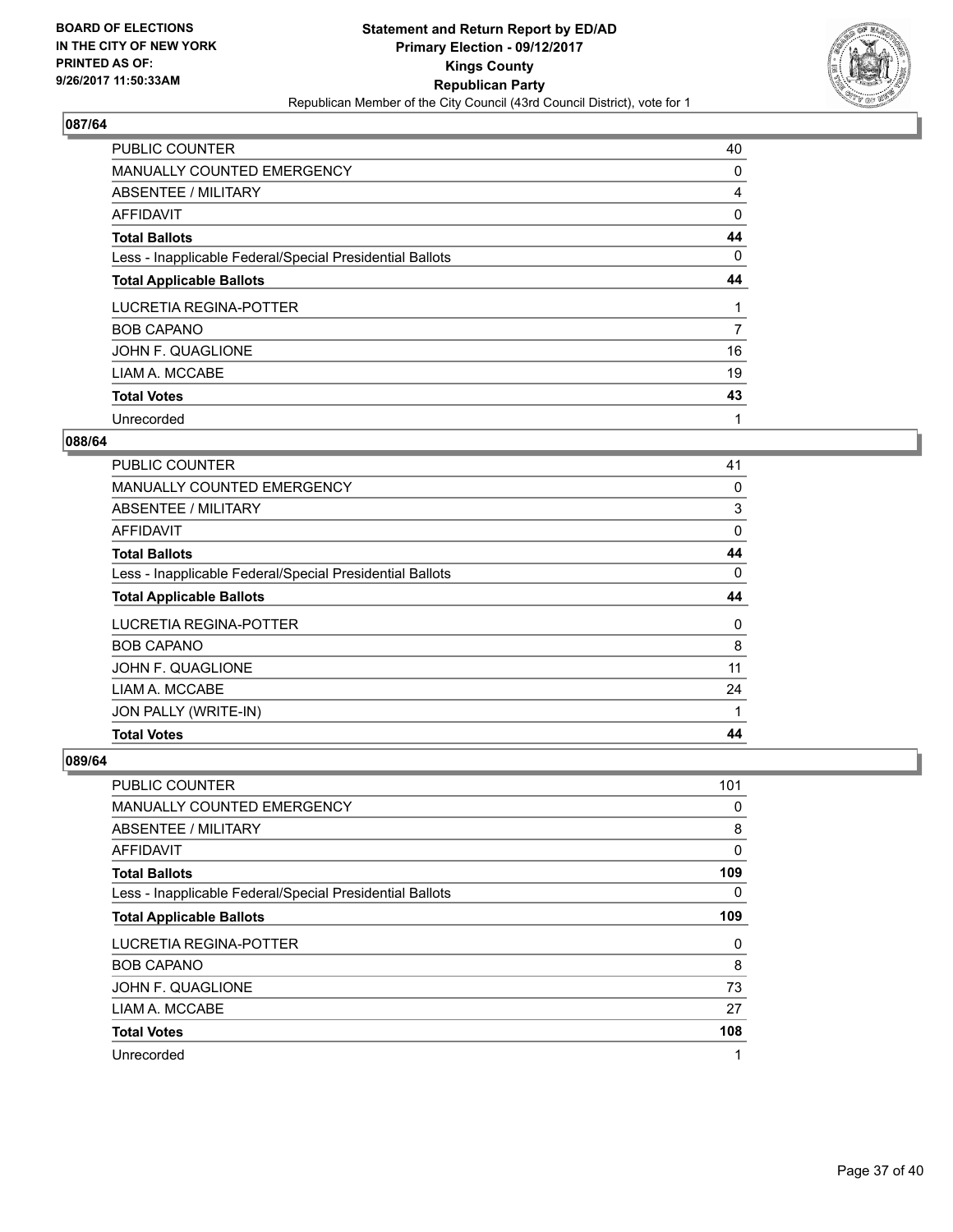BOARD OF ELECTIONS
IN THE CITY OF NEW YORK
PRINTED AS OF:
9/26/2017 11:50:33AM

**Statement and Return Report by ED/AD**
**Primary Election - 09/12/2017**
**Kings County**
**Republican Party**
Republican Member of the City Council (43rd Council District), vote for 1

### 087/64

| | |
|---|---|
| PUBLIC COUNTER | 40 |
| MANUALLY COUNTED EMERGENCY | 0 |
| ABSENTEE / MILITARY | 4 |
| AFFIDAVIT | 0 |
| **Total Ballots** | **44** |
| Less - Inapplicable Federal/Special Presidential Ballots | 0 |
| **Total Applicable Ballots** | **44** |
| LUCRETIA REGINA-POTTER | 1 |
| BOB CAPANO | 7 |
| JOHN F. QUAGLIONE | 16 |
| LIAM A. MCCABE | 19 |
| **Total Votes** | **43** |
| Unrecorded | 1 |

### 088/64

| | |
|---|---|
| PUBLIC COUNTER | 41 |
| MANUALLY COUNTED EMERGENCY | 0 |
| ABSENTEE / MILITARY | 3 |
| AFFIDAVIT | 0 |
| **Total Ballots** | **44** |
| Less - Inapplicable Federal/Special Presidential Ballots | 0 |
| **Total Applicable Ballots** | **44** |
| LUCRETIA REGINA-POTTER | 0 |
| BOB CAPANO | 8 |
| JOHN F. QUAGLIONE | 11 |
| LIAM A. MCCABE | 24 |
| JON PALLY (WRITE-IN) | 1 |
| **Total Votes** | **44** |

### 089/64

| | |
|---|---|
| PUBLIC COUNTER | 101 |
| MANUALLY COUNTED EMERGENCY | 0 |
| ABSENTEE / MILITARY | 8 |
| AFFIDAVIT | 0 |
| **Total Ballots** | **109** |
| Less - Inapplicable Federal/Special Presidential Ballots | 0 |
| **Total Applicable Ballots** | **109** |
| LUCRETIA REGINA-POTTER | 0 |
| BOB CAPANO | 8 |
| JOHN F. QUAGLIONE | 73 |
| LIAM A. MCCABE | 27 |
| **Total Votes** | **108** |
| Unrecorded | 1 |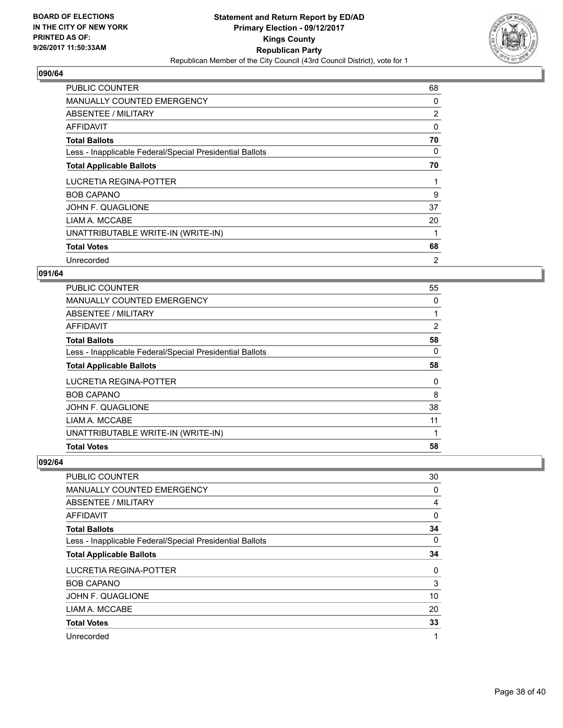**BOARD OF ELECTIONS IN THE CITY OF NEW YORK PRINTED AS OF: 9/26/2017 11:50:33AM**

**Statement and Return Report by ED/AD Primary Election - 09/12/2017 Kings County Republican Party**

Republican Member of the City Council (43rd Council District), vote for 1

### 090/64

| | |
|---|---|
| PUBLIC COUNTER | 68 |
| MANUALLY COUNTED EMERGENCY | 0 |
| ABSENTEE / MILITARY | 2 |
| AFFIDAVIT | 0 |
| **Total Ballots** | **70** |
| Less - Inapplicable Federal/Special Presidential Ballots | 0 |
| **Total Applicable Ballots** | **70** |
| LUCRETIA REGINA-POTTER | 1 |
| BOB CAPANO | 9 |
| JOHN F. QUAGLIONE | 37 |
| LIAM A. MCCABE | 20 |
| UNATTRIBUTABLE WRITE-IN (WRITE-IN) | 1 |
| **Total Votes** | **68** |
| Unrecorded | 2 |

### 091/64

| | |
|---|---|
| PUBLIC COUNTER | 55 |
| MANUALLY COUNTED EMERGENCY | 0 |
| ABSENTEE / MILITARY | 1 |
| AFFIDAVIT | 2 |
| **Total Ballots** | **58** |
| Less - Inapplicable Federal/Special Presidential Ballots | 0 |
| **Total Applicable Ballots** | **58** |
| LUCRETIA REGINA-POTTER | 0 |
| BOB CAPANO | 8 |
| JOHN F. QUAGLIONE | 38 |
| LIAM A. MCCABE | 11 |
| UNATTRIBUTABLE WRITE-IN (WRITE-IN) | 1 |
| **Total Votes** | **58** |

### 092/64

| | |
|---|---|
| PUBLIC COUNTER | 30 |
| MANUALLY COUNTED EMERGENCY | 0 |
| ABSENTEE / MILITARY | 4 |
| AFFIDAVIT | 0 |
| **Total Ballots** | **34** |
| Less - Inapplicable Federal/Special Presidential Ballots | 0 |
| **Total Applicable Ballots** | **34** |
| LUCRETIA REGINA-POTTER | 0 |
| BOB CAPANO | 3 |
| JOHN F. QUAGLIONE | 10 |
| LIAM A. MCCABE | 20 |
| **Total Votes** | **33** |
| Unrecorded | 1 |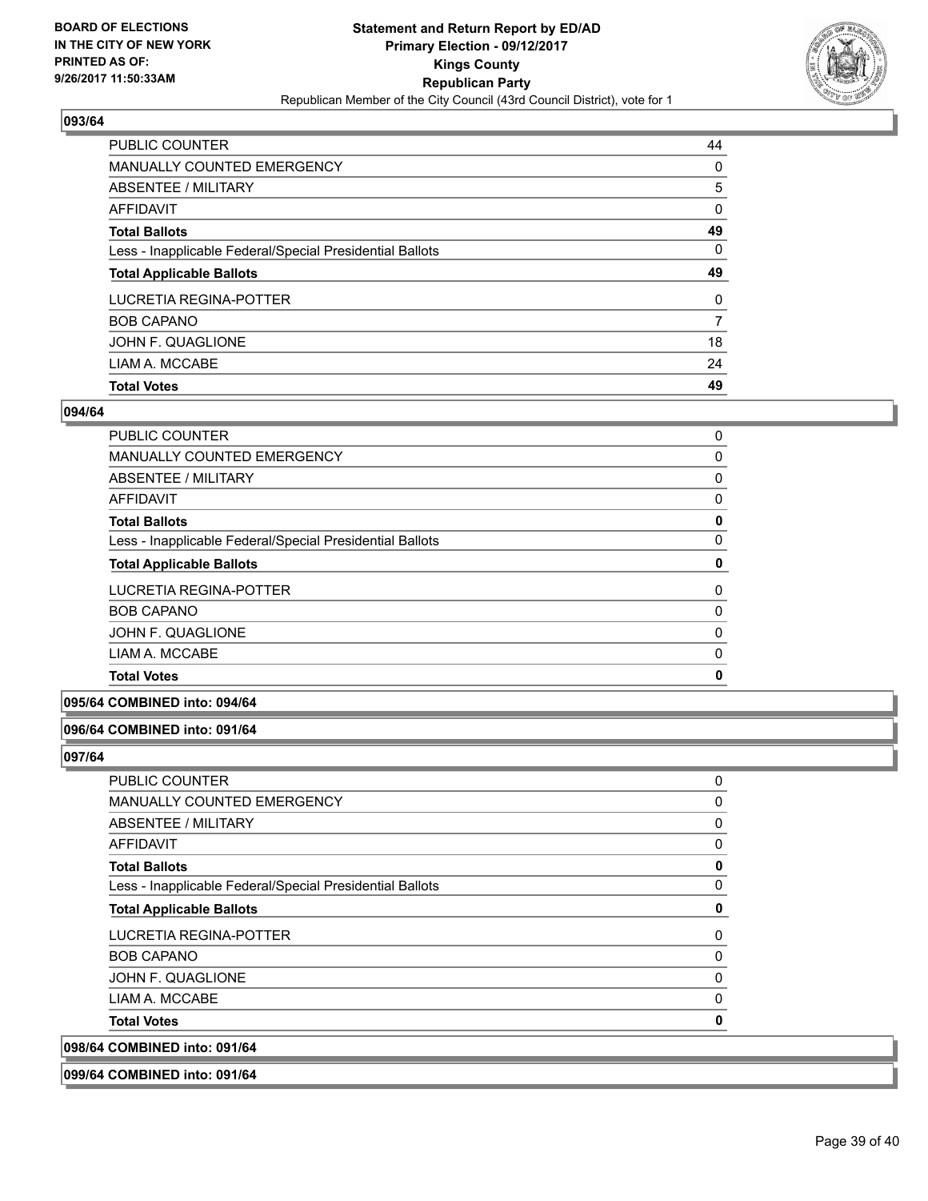### 093/64

| | |
|---|---|
| PUBLIC COUNTER | 44 |
| MANUALLY COUNTED EMERGENCY | 0 |
| ABSENTEE / MILITARY | 5 |
| AFFIDAVIT | 0 |
| **Total Ballots** | **49** |
| Less - Inapplicable Federal/Special Presidential Ballots | 0 |
| **Total Applicable Ballots** | **49** |
| LUCRETIA REGINA-POTTER | 0 |
| BOB CAPANO | 7 |
| JOHN F. QUAGLIONE | 18 |
| LIAM A. MCCABE | 24 |
| **Total Votes** | **49** |

### 094/64

| | |
|---|---|
| PUBLIC COUNTER | 0 |
| MANUALLY COUNTED EMERGENCY | 0 |
| ABSENTEE / MILITARY | 0 |
| AFFIDAVIT | 0 |
| **Total Ballots** | **0** |
| Less - Inapplicable Federal/Special Presidential Ballots | 0 |
| **Total Applicable Ballots** | **0** |
| LUCRETIA REGINA-POTTER | 0 |
| BOB CAPANO | 0 |
| JOHN F. QUAGLIONE | 0 |
| LIAM A. MCCABE | 0 |
| **Total Votes** | **0** |

### 095/64 COMBINED into: 094/64

### 096/64 COMBINED into: 091/64

### 097/64

| | |
|---|---|
| PUBLIC COUNTER | 0 |
| MANUALLY COUNTED EMERGENCY | 0 |
| ABSENTEE / MILITARY | 0 |
| AFFIDAVIT | 0 |
| **Total Ballots** | **0** |
| Less - Inapplicable Federal/Special Presidential Ballots | 0 |
| **Total Applicable Ballots** | **0** |
| LUCRETIA REGINA-POTTER | 0 |
| BOB CAPANO | 0 |
| JOHN F. QUAGLIONE | 0 |
| LIAM A. MCCABE | 0 |
| **Total Votes** | **0** |

### 098/64 COMBINED into: 091/64

### 099/64 COMBINED into: 091/64